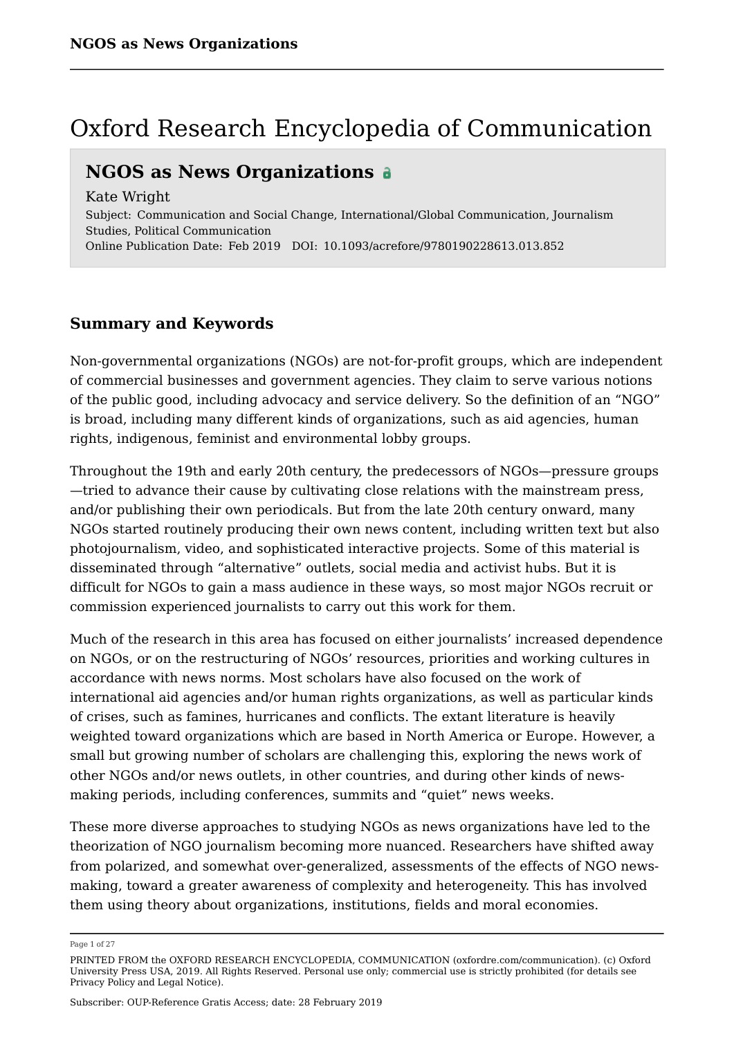# Oxford Research Encyclopedia of Communication

## NGOS as News Organizations

Kate Wright

Subject: Communication and Social Change, International/Global Communication, Journalism Studies, Political Communication

Online Publication Date: Feb 2019 DOI: 10.1093/acrefore/9780190228613.013.852

## Summary and Keywords

Non-governmental organizations (NGOs) are not-for-profit groups, which are independent of commercial businesses and government agencies. They claim to serve various notions of the public good, including advocacy and service delivery. So the definition of an "NGO" is broad, including many different kinds of organizations, such as aid agencies, human rights, indigenous, feminist and environmental lobby groups.

Throughout the 19th and early 20th century, the predecessors of NGOs—pressure groups—tried to advance their cause by cultivating close relations with the mainstream press, and/or publishing their own periodicals. But from the late 20th century onward, many NGOs started routinely producing their own news content, including written text but also photojournalism, video, and sophisticated interactive projects. Some of this material is disseminated through "alternative" outlets, social media and activist hubs. But it is difficult for NGOs to gain a mass audience in these ways, so most major NGOs recruit or commission experienced journalists to carry out this work for them.

Much of the research in this area has focused on either journalists' increased dependence on NGOs, or on the restructuring of NGOs' resources, priorities and working cultures in accordance with news norms. Most scholars have also focused on the work of international aid agencies and/or human rights organizations, as well as particular kinds of crises, such as famines, hurricanes and conflicts. The extant literature is heavily weighted toward organizations which are based in North America or Europe. However, a small but growing number of scholars are challenging this, exploring the news work of other NGOs and/or news outlets, in other countries, and during other kinds of news-making periods, including conferences, summits and "quiet" news weeks.

These more diverse approaches to studying NGOs as news organizations have led to the theorization of NGO journalism becoming more nuanced. Researchers have shifted away from polarized, and somewhat over-generalized, assessments of the effects of NGO news-making, toward a greater awareness of complexity and heterogeneity. This has involved them using theory about organizations, institutions, fields and moral economies.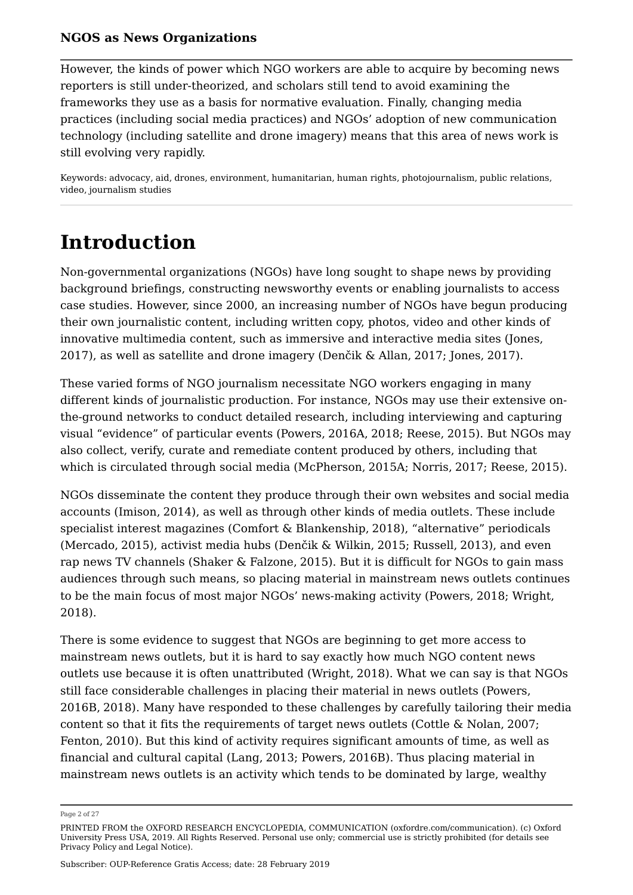However, the kinds of power which NGO workers are able to acquire by becoming news reporters is still under-theorized, and scholars still tend to avoid examining the frameworks they use as a basis for normative evaluation. Finally, changing media practices (including social media practices) and NGOs' adoption of new communication technology (including satellite and drone imagery) means that this area of news work is still evolving very rapidly.

Keywords: advocacy, aid, drones, environment, humanitarian, human rights, photojournalism, public relations, video, journalism studies

# Introduction

Non-governmental organizations (NGOs) have long sought to shape news by providing background briefings, constructing newsworthy events or enabling journalists to access case studies. However, since 2000, an increasing number of NGOs have begun producing their own journalistic content, including written copy, photos, video and other kinds of innovative multimedia content, such as immersive and interactive media sites (Jones, 2017), as well as satellite and drone imagery (Denčik & Allan, 2017; Jones, 2017).

These varied forms of NGO journalism necessitate NGO workers engaging in many different kinds of journalistic production. For instance, NGOs may use their extensive on-the-ground networks to conduct detailed research, including interviewing and capturing visual "evidence" of particular events (Powers, 2016A, 2018; Reese, 2015). But NGOs may also collect, verify, curate and remediate content produced by others, including that which is circulated through social media (McPherson, 2015A; Norris, 2017; Reese, 2015).

NGOs disseminate the content they produce through their own websites and social media accounts (Imison, 2014), as well as through other kinds of media outlets. These include specialist interest magazines (Comfort & Blankenship, 2018), "alternative" periodicals (Mercado, 2015), activist media hubs (Denčik & Wilkin, 2015; Russell, 2013), and even rap news TV channels (Shaker & Falzone, 2015). But it is difficult for NGOs to gain mass audiences through such means, so placing material in mainstream news outlets continues to be the main focus of most major NGOs' news-making activity (Powers, 2018; Wright, 2018).

There is some evidence to suggest that NGOs are beginning to get more access to mainstream news outlets, but it is hard to say exactly how much NGO content news outlets use because it is often unattributed (Wright, 2018). What we can say is that NGOs still face considerable challenges in placing their material in news outlets (Powers, 2016B, 2018). Many have responded to these challenges by carefully tailoring their media content so that it fits the requirements of target news outlets (Cottle & Nolan, 2007; Fenton, 2010). But this kind of activity requires significant amounts of time, as well as financial and cultural capital (Lang, 2013; Powers, 2016B). Thus placing material in mainstream news outlets is an activity which tends to be dominated by large, wealthy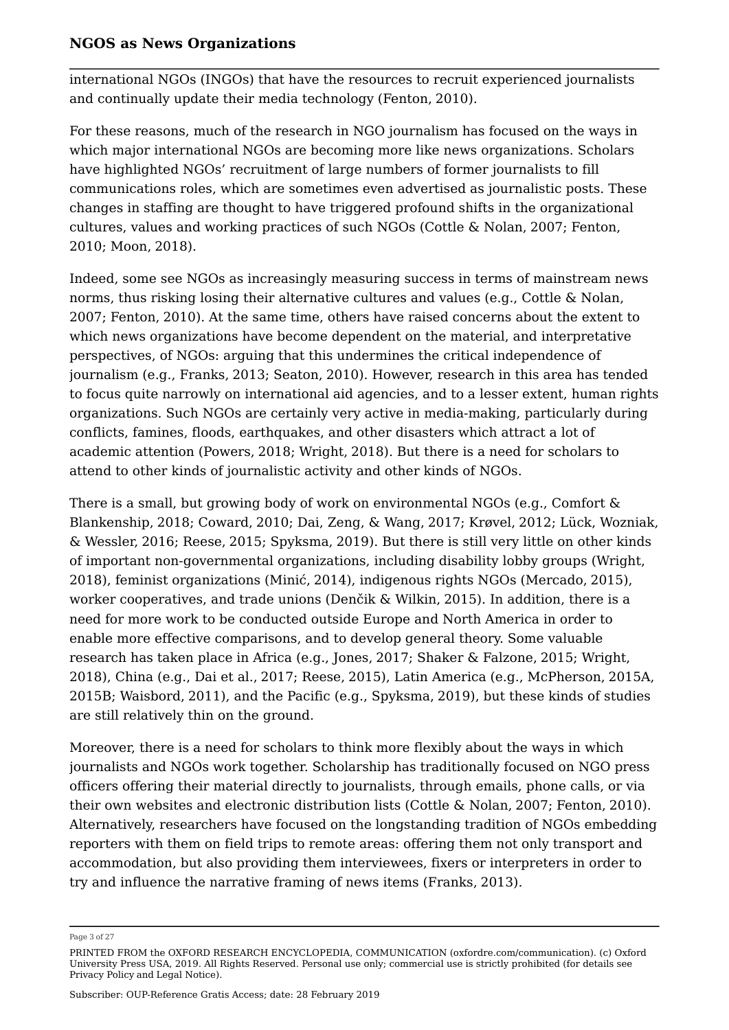international NGOs (INGOs) that have the resources to recruit experienced journalists and continually update their media technology (Fenton, 2010).

For these reasons, much of the research in NGO journalism has focused on the ways in which major international NGOs are becoming more like news organizations. Scholars have highlighted NGOs' recruitment of large numbers of former journalists to fill communications roles, which are sometimes even advertised as journalistic posts. These changes in staffing are thought to have triggered profound shifts in the organizational cultures, values and working practices of such NGOs (Cottle & Nolan, 2007; Fenton, 2010; Moon, 2018).

Indeed, some see NGOs as increasingly measuring success in terms of mainstream news norms, thus risking losing their alternative cultures and values (e.g., Cottle & Nolan, 2007; Fenton, 2010). At the same time, others have raised concerns about the extent to which news organizations have become dependent on the material, and interpretative perspectives, of NGOs: arguing that this undermines the critical independence of journalism (e.g., Franks, 2013; Seaton, 2010). However, research in this area has tended to focus quite narrowly on international aid agencies, and to a lesser extent, human rights organizations. Such NGOs are certainly very active in media-making, particularly during conflicts, famines, floods, earthquakes, and other disasters which attract a lot of academic attention (Powers, 2018; Wright, 2018). But there is a need for scholars to attend to other kinds of journalistic activity and other kinds of NGOs.

There is a small, but growing body of work on environmental NGOs (e.g., Comfort & Blankenship, 2018; Coward, 2010; Dai, Zeng, & Wang, 2017; Krøvel, 2012; Lück, Wozniak, & Wessler, 2016; Reese, 2015; Spyksma, 2019). But there is still very little on other kinds of important non-governmental organizations, including disability lobby groups (Wright, 2018), feminist organizations (Minić, 2014), indigenous rights NGOs (Mercado, 2015), worker cooperatives, and trade unions (Denčik & Wilkin, 2015). In addition, there is a need for more work to be conducted outside Europe and North America in order to enable more effective comparisons, and to develop general theory. Some valuable research has taken place in Africa (e.g., Jones, 2017; Shaker & Falzone, 2015; Wright, 2018), China (e.g., Dai et al., 2017; Reese, 2015), Latin America (e.g., McPherson, 2015A, 2015B; Waisbord, 2011), and the Pacific (e.g., Spyksma, 2019), but these kinds of studies are still relatively thin on the ground.

Moreover, there is a need for scholars to think more flexibly about the ways in which journalists and NGOs work together. Scholarship has traditionally focused on NGO press officers offering their material directly to journalists, through emails, phone calls, or via their own websites and electronic distribution lists (Cottle & Nolan, 2007; Fenton, 2010). Alternatively, researchers have focused on the longstanding tradition of NGOs embedding reporters with them on field trips to remote areas: offering them not only transport and accommodation, but also providing them interviewees, fixers or interpreters in order to try and influence the narrative framing of news items (Franks, 2013).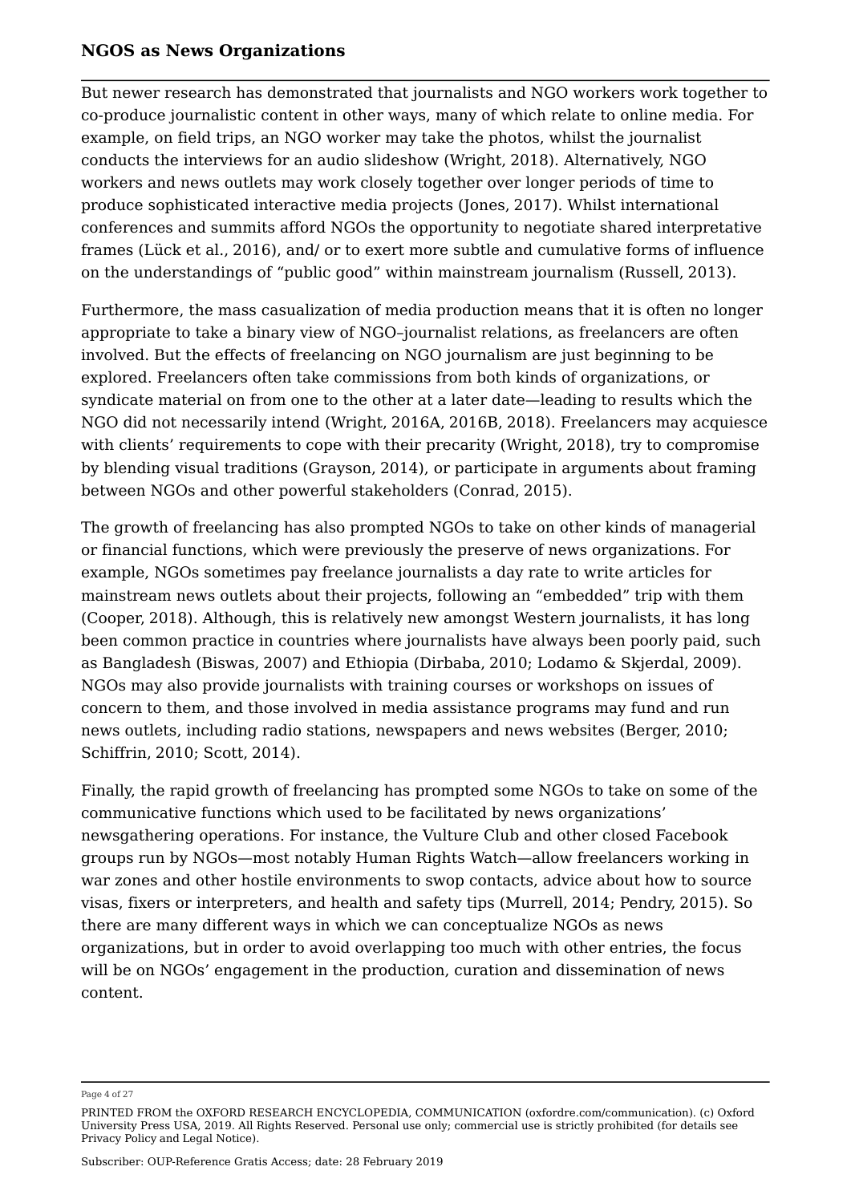But newer research has demonstrated that journalists and NGO workers work together to co-produce journalistic content in other ways, many of which relate to online media. For example, on field trips, an NGO worker may take the photos, whilst the journalist conducts the interviews for an audio slideshow (Wright, 2018). Alternatively, NGO workers and news outlets may work closely together over longer periods of time to produce sophisticated interactive media projects (Jones, 2017). Whilst international conferences and summits afford NGOs the opportunity to negotiate shared interpretative frames (Lück et al., 2016), and/ or to exert more subtle and cumulative forms of influence on the understandings of "public good" within mainstream journalism (Russell, 2013).

Furthermore, the mass casualization of media production means that it is often no longer appropriate to take a binary view of NGO–journalist relations, as freelancers are often involved. But the effects of freelancing on NGO journalism are just beginning to be explored. Freelancers often take commissions from both kinds of organizations, or syndicate material on from one to the other at a later date—leading to results which the NGO did not necessarily intend (Wright, 2016A, 2016B, 2018). Freelancers may acquiesce with clients' requirements to cope with their precarity (Wright, 2018), try to compromise by blending visual traditions (Grayson, 2014), or participate in arguments about framing between NGOs and other powerful stakeholders (Conrad, 2015).

The growth of freelancing has also prompted NGOs to take on other kinds of managerial or financial functions, which were previously the preserve of news organizations. For example, NGOs sometimes pay freelance journalists a day rate to write articles for mainstream news outlets about their projects, following an "embedded" trip with them (Cooper, 2018). Although, this is relatively new amongst Western journalists, it has long been common practice in countries where journalists have always been poorly paid, such as Bangladesh (Biswas, 2007) and Ethiopia (Dirbaba, 2010; Lodamo & Skjerdal, 2009). NGOs may also provide journalists with training courses or workshops on issues of concern to them, and those involved in media assistance programs may fund and run news outlets, including radio stations, newspapers and news websites (Berger, 2010; Schiffrin, 2010; Scott, 2014).

Finally, the rapid growth of freelancing has prompted some NGOs to take on some of the communicative functions which used to be facilitated by news organizations' newsgathering operations. For instance, the Vulture Club and other closed Facebook groups run by NGOs—most notably Human Rights Watch—allow freelancers working in war zones and other hostile environments to swop contacts, advice about how to source visas, fixers or interpreters, and health and safety tips (Murrell, 2014; Pendry, 2015). So there are many different ways in which we can conceptualize NGOs as news organizations, but in order to avoid overlapping too much with other entries, the focus will be on NGOs' engagement in the production, curation and dissemination of news content.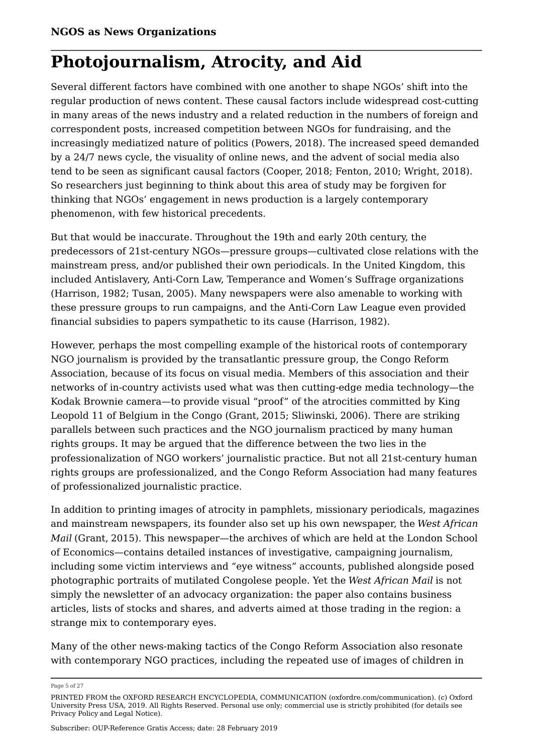# Photojournalism, Atrocity, and Aid

Several different factors have combined with one another to shape NGOs' shift into the regular production of news content. These causal factors include widespread cost-cutting in many areas of the news industry and a related reduction in the numbers of foreign and correspondent posts, increased competition between NGOs for fundraising, and the increasingly mediatized nature of politics (Powers, 2018). The increased speed demanded by a 24/7 news cycle, the visuality of online news, and the advent of social media also tend to be seen as significant causal factors (Cooper, 2018; Fenton, 2010; Wright, 2018). So researchers just beginning to think about this area of study may be forgiven for thinking that NGOs' engagement in news production is a largely contemporary phenomenon, with few historical precedents.

But that would be inaccurate. Throughout the 19th and early 20th century, the predecessors of 21st-century NGOs—pressure groups—cultivated close relations with the mainstream press, and/or published their own periodicals. In the United Kingdom, this included Antislavery, Anti-Corn Law, Temperance and Women's Suffrage organizations (Harrison, 1982; Tusan, 2005). Many newspapers were also amenable to working with these pressure groups to run campaigns, and the Anti-Corn Law League even provided financial subsidies to papers sympathetic to its cause (Harrison, 1982).

However, perhaps the most compelling example of the historical roots of contemporary NGO journalism is provided by the transatlantic pressure group, the Congo Reform Association, because of its focus on visual media. Members of this association and their networks of in-country activists used what was then cutting-edge media technology—the Kodak Brownie camera—to provide visual "proof" of the atrocities committed by King Leopold 11 of Belgium in the Congo (Grant, 2015; Sliwinski, 2006). There are striking parallels between such practices and the NGO journalism practiced by many human rights groups. It may be argued that the difference between the two lies in the professionalization of NGO workers' journalistic practice. But not all 21st-century human rights groups are professionalized, and the Congo Reform Association had many features of professionalized journalistic practice.

In addition to printing images of atrocity in pamphlets, missionary periodicals, magazines and mainstream newspapers, its founder also set up his own newspaper, the *West African Mail* (Grant, 2015). This newspaper—the archives of which are held at the London School of Economics—contains detailed instances of investigative, campaigning journalism, including some victim interviews and "eye witness" accounts, published alongside posed photographic portraits of mutilated Congolese people. Yet the *West African Mail* is not simply the newsletter of an advocacy organization: the paper also contains business articles, lists of stocks and shares, and adverts aimed at those trading in the region: a strange mix to contemporary eyes.

Many of the other news-making tactics of the Congo Reform Association also resonate with contemporary NGO practices, including the repeated use of images of children in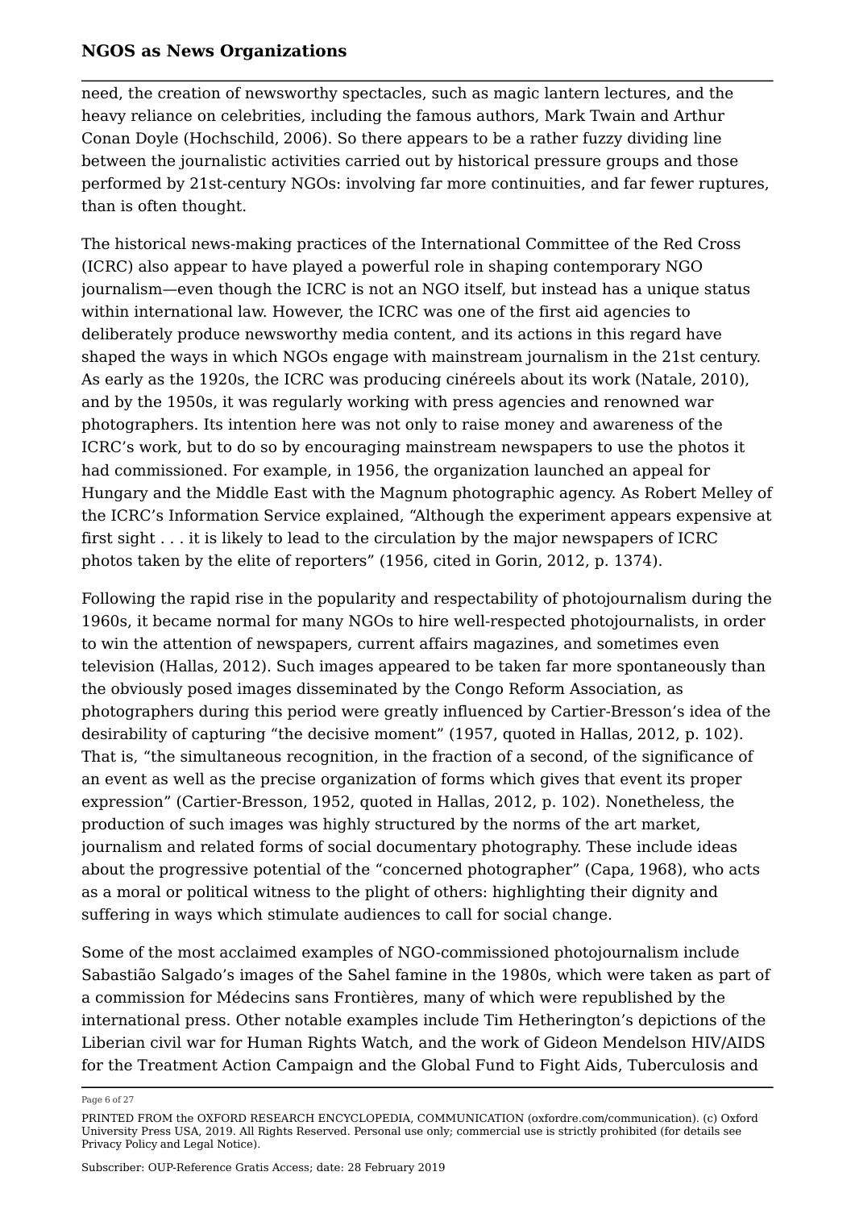need, the creation of newsworthy spectacles, such as magic lantern lectures, and the heavy reliance on celebrities, including the famous authors, Mark Twain and Arthur Conan Doyle (Hochschild, 2006). So there appears to be a rather fuzzy dividing line between the journalistic activities carried out by historical pressure groups and those performed by 21st-century NGOs: involving far more continuities, and far fewer ruptures, than is often thought.

The historical news-making practices of the International Committee of the Red Cross (ICRC) also appear to have played a powerful role in shaping contemporary NGO journalism—even though the ICRC is not an NGO itself, but instead has a unique status within international law. However, the ICRC was one of the first aid agencies to deliberately produce newsworthy media content, and its actions in this regard have shaped the ways in which NGOs engage with mainstream journalism in the 21st century. As early as the 1920s, the ICRC was producing cinéreels about its work (Natale, 2010), and by the 1950s, it was regularly working with press agencies and renowned war photographers. Its intention here was not only to raise money and awareness of the ICRC's work, but to do so by encouraging mainstream newspapers to use the photos it had commissioned. For example, in 1956, the organization launched an appeal for Hungary and the Middle East with the Magnum photographic agency. As Robert Melley of the ICRC's Information Service explained, "Although the experiment appears expensive at first sight . . . it is likely to lead to the circulation by the major newspapers of ICRC photos taken by the elite of reporters" (1956, cited in Gorin, 2012, p. 1374).

Following the rapid rise in the popularity and respectability of photojournalism during the 1960s, it became normal for many NGOs to hire well-respected photojournalists, in order to win the attention of newspapers, current affairs magazines, and sometimes even television (Hallas, 2012). Such images appeared to be taken far more spontaneously than the obviously posed images disseminated by the Congo Reform Association, as photographers during this period were greatly influenced by Cartier-Bresson's idea of the desirability of capturing "the decisive moment" (1957, quoted in Hallas, 2012, p. 102). That is, "the simultaneous recognition, in the fraction of a second, of the significance of an event as well as the precise organization of forms which gives that event its proper expression" (Cartier-Bresson, 1952, quoted in Hallas, 2012, p. 102). Nonetheless, the production of such images was highly structured by the norms of the art market, journalism and related forms of social documentary photography. These include ideas about the progressive potential of the "concerned photographer" (Capa, 1968), who acts as a moral or political witness to the plight of others: highlighting their dignity and suffering in ways which stimulate audiences to call for social change.

Some of the most acclaimed examples of NGO-commissioned photojournalism include Sabastião Salgado's images of the Sahel famine in the 1980s, which were taken as part of a commission for Médecins sans Frontières, many of which were republished by the international press. Other notable examples include Tim Hetherington's depictions of the Liberian civil war for Human Rights Watch, and the work of Gideon Mendelson HIV/AIDS for the Treatment Action Campaign and the Global Fund to Fight Aids, Tuberculosis and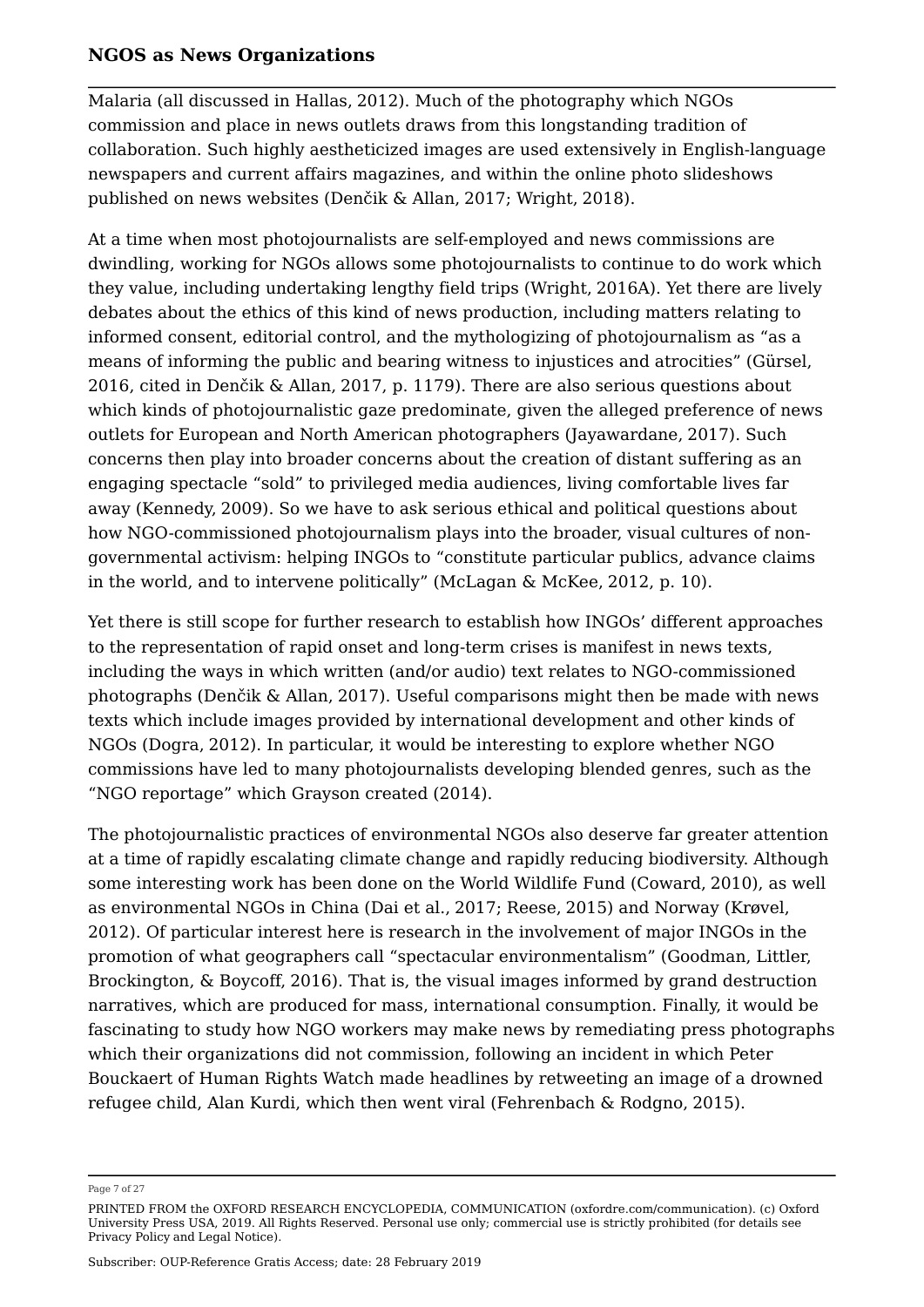Malaria (all discussed in Hallas, 2012). Much of the photography which NGOs commission and place in news outlets draws from this longstanding tradition of collaboration. Such highly aestheticized images are used extensively in English-language newspapers and current affairs magazines, and within the online photo slideshows published on news websites (Denčik & Allan, 2017; Wright, 2018).

At a time when most photojournalists are self-employed and news commissions are dwindling, working for NGOs allows some photojournalists to continue to do work which they value, including undertaking lengthy field trips (Wright, 2016A). Yet there are lively debates about the ethics of this kind of news production, including matters relating to informed consent, editorial control, and the mythologizing of photojournalism as "as a means of informing the public and bearing witness to injustices and atrocities" (Gürsel, 2016, cited in Denčik & Allan, 2017, p. 1179). There are also serious questions about which kinds of photojournalistic gaze predominate, given the alleged preference of news outlets for European and North American photographers (Jayawardane, 2017). Such concerns then play into broader concerns about the creation of distant suffering as an engaging spectacle "sold" to privileged media audiences, living comfortable lives far away (Kennedy, 2009). So we have to ask serious ethical and political questions about how NGO-commissioned photojournalism plays into the broader, visual cultures of non-governmental activism: helping INGOs to "constitute particular publics, advance claims in the world, and to intervene politically" (McLagan & McKee, 2012, p. 10).

Yet there is still scope for further research to establish how INGOs' different approaches to the representation of rapid onset and long-term crises is manifest in news texts, including the ways in which written (and/or audio) text relates to NGO-commissioned photographs (Denčik & Allan, 2017). Useful comparisons might then be made with news texts which include images provided by international development and other kinds of NGOs (Dogra, 2012). In particular, it would be interesting to explore whether NGO commissions have led to many photojournalists developing blended genres, such as the "NGO reportage" which Grayson created (2014).

The photojournalistic practices of environmental NGOs also deserve far greater attention at a time of rapidly escalating climate change and rapidly reducing biodiversity. Although some interesting work has been done on the World Wildlife Fund (Coward, 2010), as well as environmental NGOs in China (Dai et al., 2017; Reese, 2015) and Norway (Krøvel, 2012). Of particular interest here is research in the involvement of major INGOs in the promotion of what geographers call "spectacular environmentalism" (Goodman, Littler, Brockington, & Boycoff, 2016). That is, the visual images informed by grand destruction narratives, which are produced for mass, international consumption. Finally, it would be fascinating to study how NGO workers may make news by remediating press photographs which their organizations did not commission, following an incident in which Peter Bouckaert of Human Rights Watch made headlines by retweeting an image of a drowned refugee child, Alan Kurdi, which then went viral (Fehrenbach & Rodgno, 2015).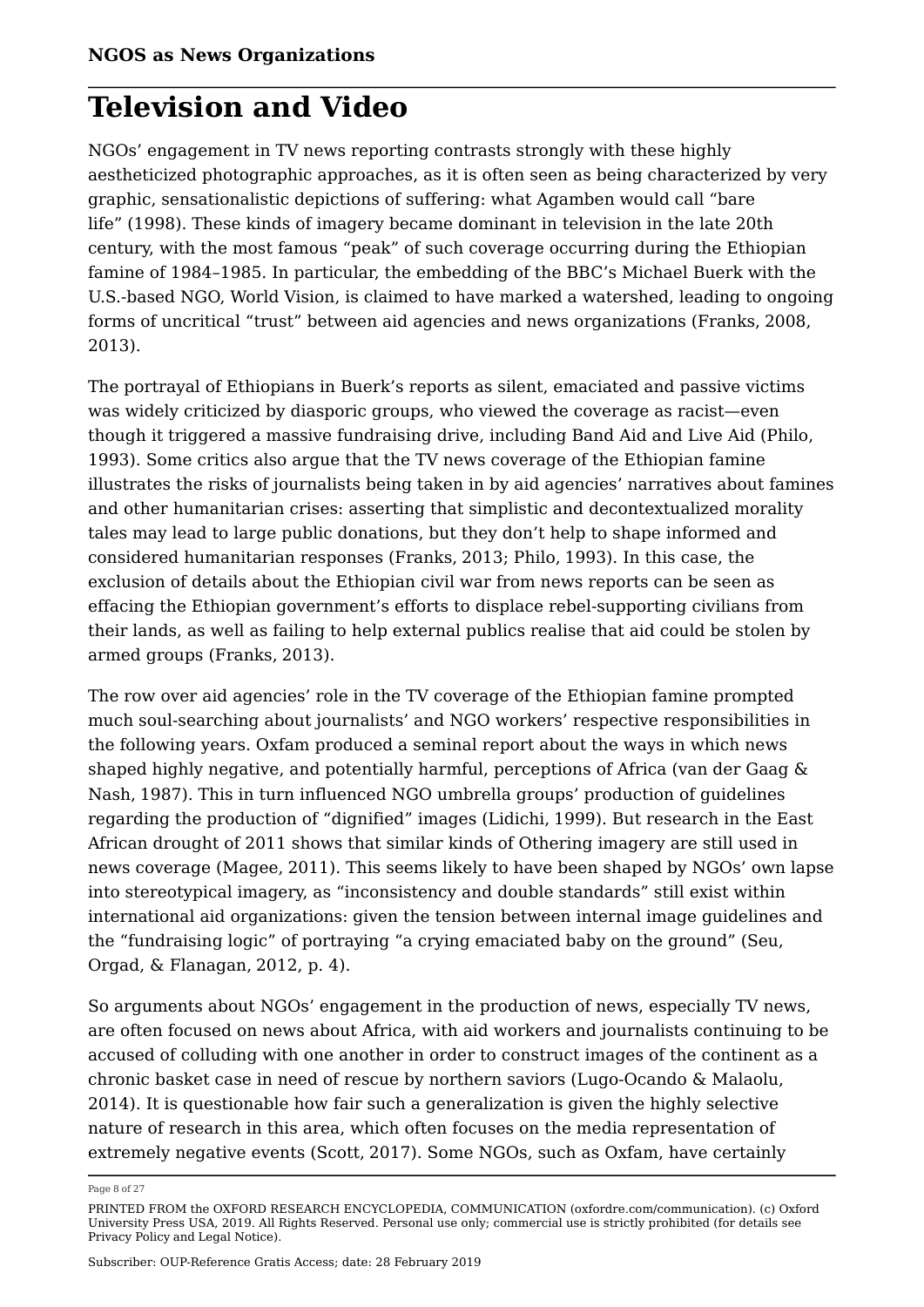## Television and Video

NGOs' engagement in TV news reporting contrasts strongly with these highly aestheticized photographic approaches, as it is often seen as being characterized by very graphic, sensationalistic depictions of suffering: what Agamben would call "bare life" (1998). These kinds of imagery became dominant in television in the late 20th century, with the most famous "peak" of such coverage occurring during the Ethiopian famine of 1984–1985. In particular, the embedding of the BBC's Michael Buerk with the U.S.-based NGO, World Vision, is claimed to have marked a watershed, leading to ongoing forms of uncritical "trust" between aid agencies and news organizations (Franks, 2008, 2013).

The portrayal of Ethiopians in Buerk's reports as silent, emaciated and passive victims was widely criticized by diasporic groups, who viewed the coverage as racist—even though it triggered a massive fundraising drive, including Band Aid and Live Aid (Philo, 1993). Some critics also argue that the TV news coverage of the Ethiopian famine illustrates the risks of journalists being taken in by aid agencies' narratives about famines and other humanitarian crises: asserting that simplistic and decontextualized morality tales may lead to large public donations, but they don't help to shape informed and considered humanitarian responses (Franks, 2013; Philo, 1993). In this case, the exclusion of details about the Ethiopian civil war from news reports can be seen as effacing the Ethiopian government's efforts to displace rebel-supporting civilians from their lands, as well as failing to help external publics realise that aid could be stolen by armed groups (Franks, 2013).

The row over aid agencies' role in the TV coverage of the Ethiopian famine prompted much soul-searching about journalists' and NGO workers' respective responsibilities in the following years. Oxfam produced a seminal report about the ways in which news shaped highly negative, and potentially harmful, perceptions of Africa (van der Gaag & Nash, 1987). This in turn influenced NGO umbrella groups' production of guidelines regarding the production of "dignified" images (Lidichi, 1999). But research in the East African drought of 2011 shows that similar kinds of Othering imagery are still used in news coverage (Magee, 2011). This seems likely to have been shaped by NGOs' own lapse into stereotypical imagery, as "inconsistency and double standards" still exist within international aid organizations: given the tension between internal image guidelines and the "fundraising logic" of portraying "a crying emaciated baby on the ground" (Seu, Orgad, & Flanagan, 2012, p. 4).

So arguments about NGOs' engagement in the production of news, especially TV news, are often focused on news about Africa, with aid workers and journalists continuing to be accused of colluding with one another in order to construct images of the continent as a chronic basket case in need of rescue by northern saviors (Lugo-Ocando & Malaolu, 2014). It is questionable how fair such a generalization is given the highly selective nature of research in this area, which often focuses on the media representation of extremely negative events (Scott, 2017). Some NGOs, such as Oxfam, have certainly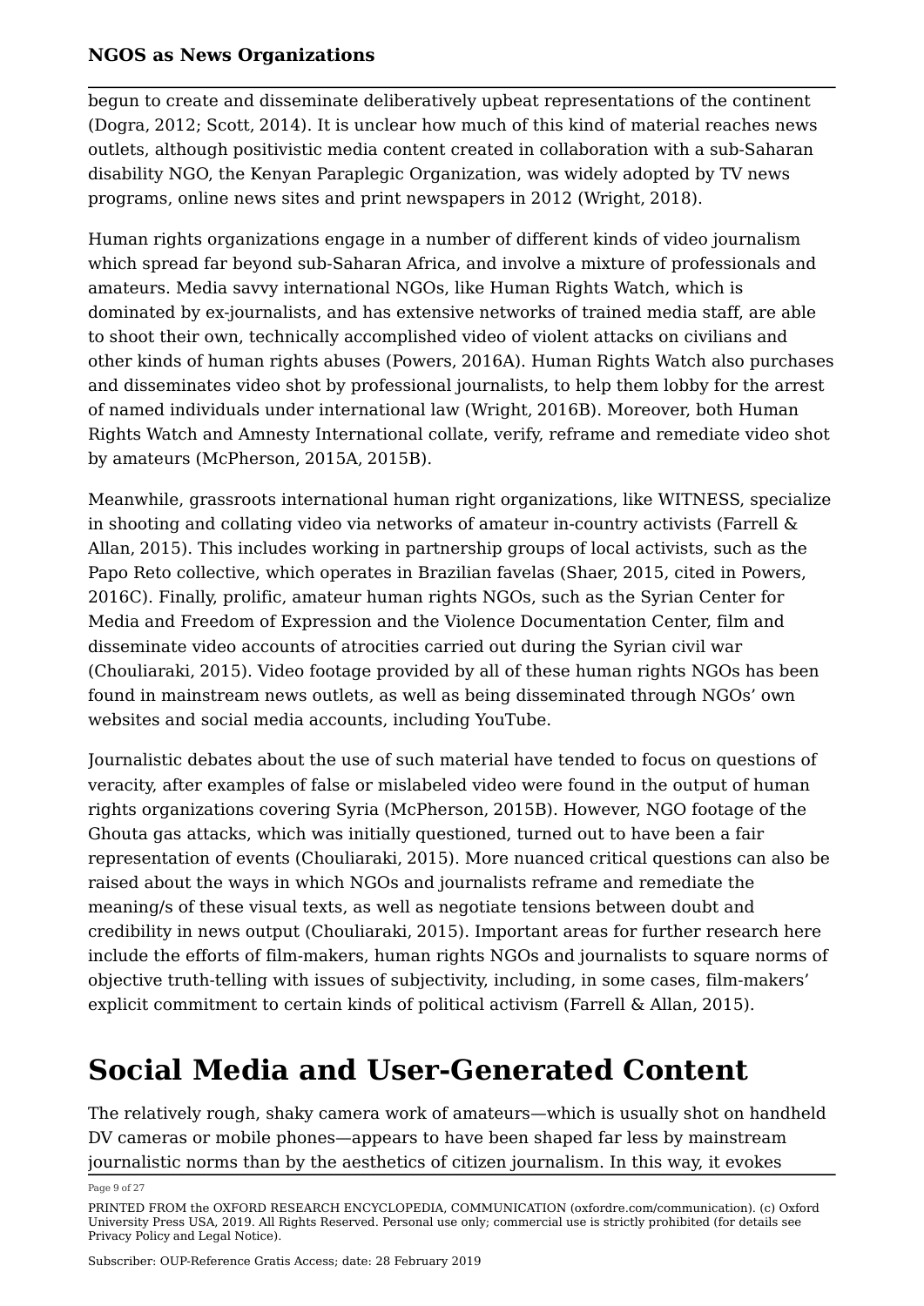begun to create and disseminate deliberatively upbeat representations of the continent (Dogra, 2012; Scott, 2014). It is unclear how much of this kind of material reaches news outlets, although positivistic media content created in collaboration with a sub-Saharan disability NGO, the Kenyan Paraplegic Organization, was widely adopted by TV news programs, online news sites and print newspapers in 2012 (Wright, 2018).

Human rights organizations engage in a number of different kinds of video journalism which spread far beyond sub-Saharan Africa, and involve a mixture of professionals and amateurs. Media savvy international NGOs, like Human Rights Watch, which is dominated by ex-journalists, and has extensive networks of trained media staff, are able to shoot their own, technically accomplished video of violent attacks on civilians and other kinds of human rights abuses (Powers, 2016A). Human Rights Watch also purchases and disseminates video shot by professional journalists, to help them lobby for the arrest of named individuals under international law (Wright, 2016B). Moreover, both Human Rights Watch and Amnesty International collate, verify, reframe and remediate video shot by amateurs (McPherson, 2015A, 2015B).

Meanwhile, grassroots international human right organizations, like WITNESS, specialize in shooting and collating video via networks of amateur in-country activists (Farrell & Allan, 2015). This includes working in partnership groups of local activists, such as the Papo Reto collective, which operates in Brazilian favelas (Shaer, 2015, cited in Powers, 2016C). Finally, prolific, amateur human rights NGOs, such as the Syrian Center for Media and Freedom of Expression and the Violence Documentation Center, film and disseminate video accounts of atrocities carried out during the Syrian civil war (Chouliaraki, 2015). Video footage provided by all of these human rights NGOs has been found in mainstream news outlets, as well as being disseminated through NGOs' own websites and social media accounts, including YouTube.

Journalistic debates about the use of such material have tended to focus on questions of veracity, after examples of false or mislabeled video were found in the output of human rights organizations covering Syria (McPherson, 2015B). However, NGO footage of the Ghouta gas attacks, which was initially questioned, turned out to have been a fair representation of events (Chouliaraki, 2015). More nuanced critical questions can also be raised about the ways in which NGOs and journalists reframe and remediate the meaning/s of these visual texts, as well as negotiate tensions between doubt and credibility in news output (Chouliaraki, 2015). Important areas for further research here include the efforts of film-makers, human rights NGOs and journalists to square norms of objective truth-telling with issues of subjectivity, including, in some cases, film-makers' explicit commitment to certain kinds of political activism (Farrell & Allan, 2015).

# Social Media and User-Generated Content

The relatively rough, shaky camera work of amateurs—which is usually shot on handheld DV cameras or mobile phones—appears to have been shaped far less by mainstream journalistic norms than by the aesthetics of citizen journalism. In this way, it evokes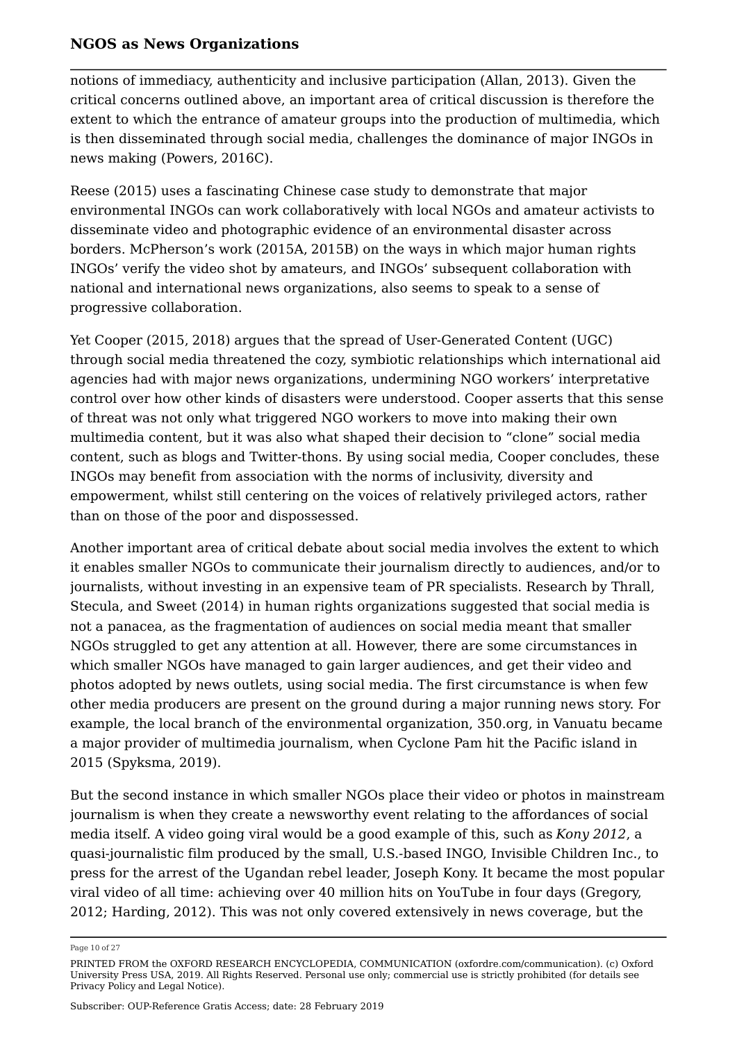notions of immediacy, authenticity and inclusive participation (Allan, 2013). Given the critical concerns outlined above, an important area of critical discussion is therefore the extent to which the entrance of amateur groups into the production of multimedia, which is then disseminated through social media, challenges the dominance of major INGOs in news making (Powers, 2016C).

Reese (2015) uses a fascinating Chinese case study to demonstrate that major environmental INGOs can work collaboratively with local NGOs and amateur activists to disseminate video and photographic evidence of an environmental disaster across borders. McPherson's work (2015A, 2015B) on the ways in which major human rights INGOs' verify the video shot by amateurs, and INGOs' subsequent collaboration with national and international news organizations, also seems to speak to a sense of progressive collaboration.

Yet Cooper (2015, 2018) argues that the spread of User-Generated Content (UGC) through social media threatened the cozy, symbiotic relationships which international aid agencies had with major news organizations, undermining NGO workers' interpretative control over how other kinds of disasters were understood. Cooper asserts that this sense of threat was not only what triggered NGO workers to move into making their own multimedia content, but it was also what shaped their decision to "clone" social media content, such as blogs and Twitter-thons. By using social media, Cooper concludes, these INGOs may benefit from association with the norms of inclusivity, diversity and empowerment, whilst still centering on the voices of relatively privileged actors, rather than on those of the poor and dispossessed.

Another important area of critical debate about social media involves the extent to which it enables smaller NGOs to communicate their journalism directly to audiences, and/or to journalists, without investing in an expensive team of PR specialists. Research by Thrall, Stecula, and Sweet (2014) in human rights organizations suggested that social media is not a panacea, as the fragmentation of audiences on social media meant that smaller NGOs struggled to get any attention at all. However, there are some circumstances in which smaller NGOs have managed to gain larger audiences, and get their video and photos adopted by news outlets, using social media. The first circumstance is when few other media producers are present on the ground during a major running news story. For example, the local branch of the environmental organization, 350.org, in Vanuatu became a major provider of multimedia journalism, when Cyclone Pam hit the Pacific island in 2015 (Spyksma, 2019).

But the second instance in which smaller NGOs place their video or photos in mainstream journalism is when they create a newsworthy event relating to the affordances of social media itself. A video going viral would be a good example of this, such as *Kony 2012*, a quasi-journalistic film produced by the small, U.S.-based INGO, Invisible Children Inc., to press for the arrest of the Ugandan rebel leader, Joseph Kony. It became the most popular viral video of all time: achieving over 40 million hits on YouTube in four days (Gregory, 2012; Harding, 2012). This was not only covered extensively in news coverage, but the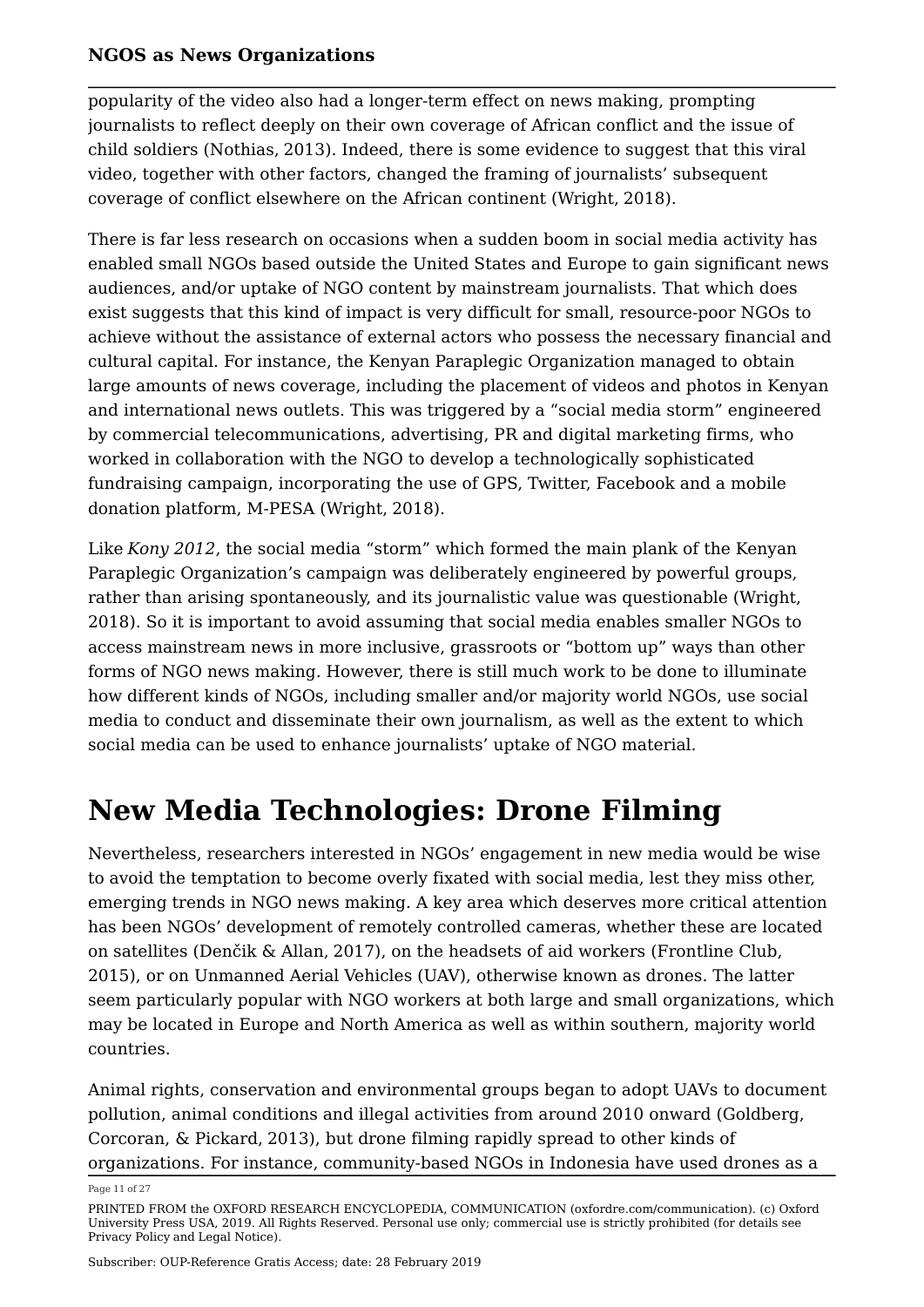popularity of the video also had a longer-term effect on news making, prompting journalists to reflect deeply on their own coverage of African conflict and the issue of child soldiers (Nothias, 2013). Indeed, there is some evidence to suggest that this viral video, together with other factors, changed the framing of journalists' subsequent coverage of conflict elsewhere on the African continent (Wright, 2018).

There is far less research on occasions when a sudden boom in social media activity has enabled small NGOs based outside the United States and Europe to gain significant news audiences, and/or uptake of NGO content by mainstream journalists. That which does exist suggests that this kind of impact is very difficult for small, resource-poor NGOs to achieve without the assistance of external actors who possess the necessary financial and cultural capital. For instance, the Kenyan Paraplegic Organization managed to obtain large amounts of news coverage, including the placement of videos and photos in Kenyan and international news outlets. This was triggered by a "social media storm" engineered by commercial telecommunications, advertising, PR and digital marketing firms, who worked in collaboration with the NGO to develop a technologically sophisticated fundraising campaign, incorporating the use of GPS, Twitter, Facebook and a mobile donation platform, M-PESA (Wright, 2018).

Like *Kony 2012*, the social media "storm" which formed the main plank of the Kenyan Paraplegic Organization's campaign was deliberately engineered by powerful groups, rather than arising spontaneously, and its journalistic value was questionable (Wright, 2018). So it is important to avoid assuming that social media enables smaller NGOs to access mainstream news in more inclusive, grassroots or "bottom up" ways than other forms of NGO news making. However, there is still much work to be done to illuminate how different kinds of NGOs, including smaller and/or majority world NGOs, use social media to conduct and disseminate their own journalism, as well as the extent to which social media can be used to enhance journalists' uptake of NGO material.

## New Media Technologies: Drone Filming

Nevertheless, researchers interested in NGOs' engagement in new media would be wise to avoid the temptation to become overly fixated with social media, lest they miss other, emerging trends in NGO news making. A key area which deserves more critical attention has been NGOs' development of remotely controlled cameras, whether these are located on satellites (Denčik & Allan, 2017), on the headsets of aid workers (Frontline Club, 2015), or on Unmanned Aerial Vehicles (UAV), otherwise known as drones. The latter seem particularly popular with NGO workers at both large and small organizations, which may be located in Europe and North America as well as within southern, majority world countries.

Animal rights, conservation and environmental groups began to adopt UAVs to document pollution, animal conditions and illegal activities from around 2010 onward (Goldberg, Corcoran, & Pickard, 2013), but drone filming rapidly spread to other kinds of organizations. For instance, community-based NGOs in Indonesia have used drones as a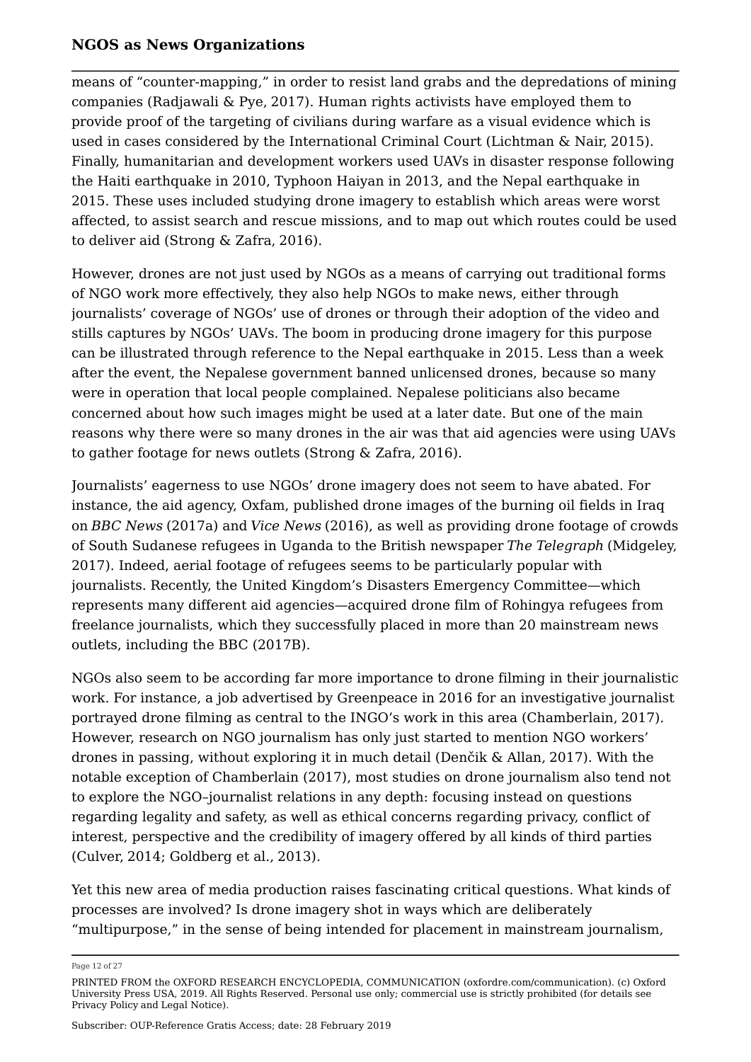means of "counter-mapping," in order to resist land grabs and the depredations of mining companies (Radjawali & Pye, 2017). Human rights activists have employed them to provide proof of the targeting of civilians during warfare as a visual evidence which is used in cases considered by the International Criminal Court (Lichtman & Nair, 2015). Finally, humanitarian and development workers used UAVs in disaster response following the Haiti earthquake in 2010, Typhoon Haiyan in 2013, and the Nepal earthquake in 2015. These uses included studying drone imagery to establish which areas were worst affected, to assist search and rescue missions, and to map out which routes could be used to deliver aid (Strong & Zafra, 2016).

However, drones are not just used by NGOs as a means of carrying out traditional forms of NGO work more effectively, they also help NGOs to make news, either through journalists' coverage of NGOs' use of drones or through their adoption of the video and stills captures by NGOs' UAVs. The boom in producing drone imagery for this purpose can be illustrated through reference to the Nepal earthquake in 2015. Less than a week after the event, the Nepalese government banned unlicensed drones, because so many were in operation that local people complained. Nepalese politicians also became concerned about how such images might be used at a later date. But one of the main reasons why there were so many drones in the air was that aid agencies were using UAVs to gather footage for news outlets (Strong & Zafra, 2016).

Journalists' eagerness to use NGOs' drone imagery does not seem to have abated. For instance, the aid agency, Oxfam, published drone images of the burning oil fields in Iraq on *BBC News* (2017a) and *Vice News* (2016), as well as providing drone footage of crowds of South Sudanese refugees in Uganda to the British newspaper *The Telegraph* (Midgeley, 2017). Indeed, aerial footage of refugees seems to be particularly popular with journalists. Recently, the United Kingdom's Disasters Emergency Committee—which represents many different aid agencies—acquired drone film of Rohingya refugees from freelance journalists, which they successfully placed in more than 20 mainstream news outlets, including the BBC (2017B).

NGOs also seem to be according far more importance to drone filming in their journalistic work. For instance, a job advertised by Greenpeace in 2016 for an investigative journalist portrayed drone filming as central to the INGO's work in this area (Chamberlain, 2017). However, research on NGO journalism has only just started to mention NGO workers' drones in passing, without exploring it in much detail (Denčik & Allan, 2017). With the notable exception of Chamberlain (2017), most studies on drone journalism also tend not to explore the NGO–journalist relations in any depth: focusing instead on questions regarding legality and safety, as well as ethical concerns regarding privacy, conflict of interest, perspective and the credibility of imagery offered by all kinds of third parties (Culver, 2014; Goldberg et al., 2013).

Yet this new area of media production raises fascinating critical questions. What kinds of processes are involved? Is drone imagery shot in ways which are deliberately "multipurpose," in the sense of being intended for placement in mainstream journalism,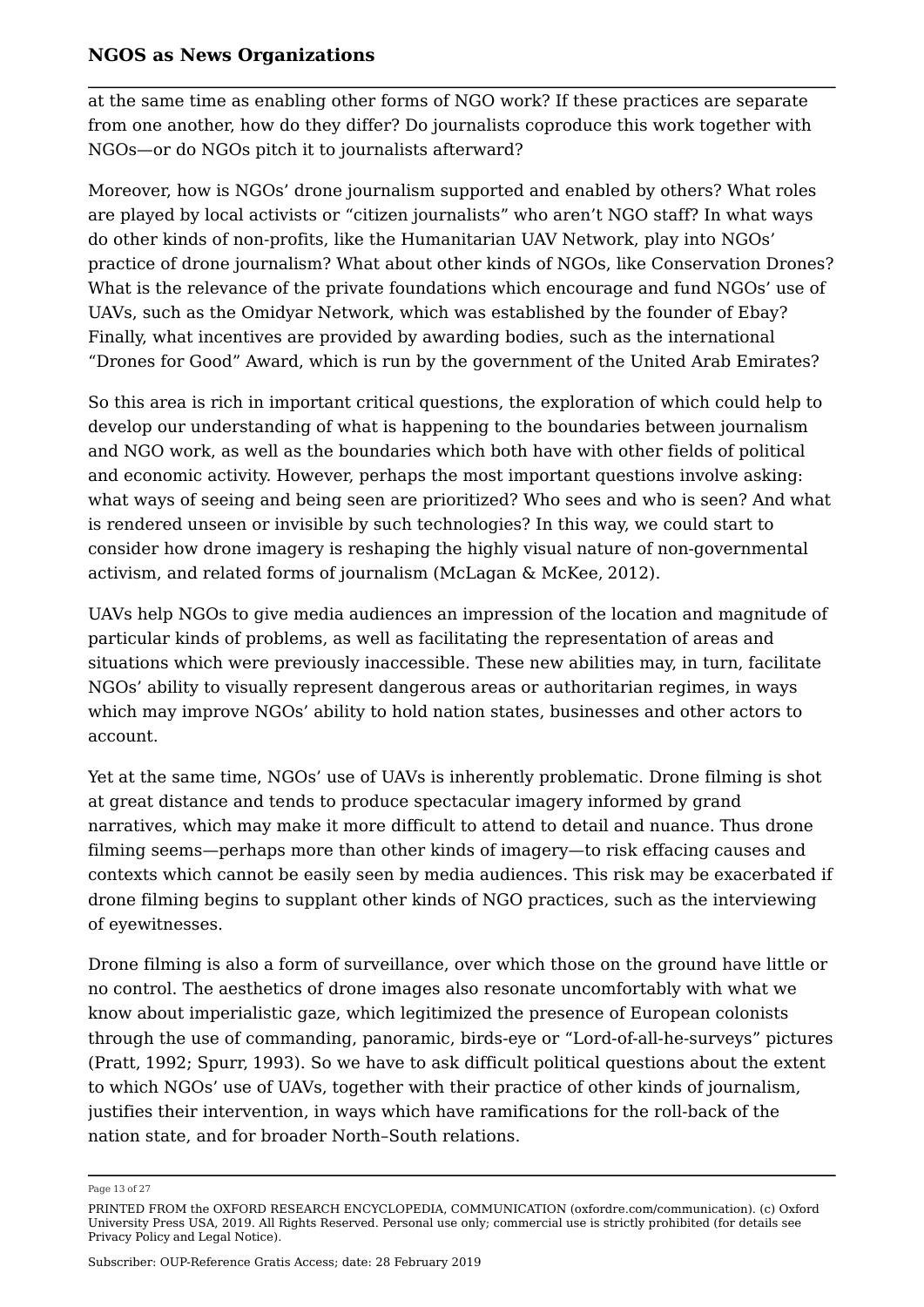at the same time as enabling other forms of NGO work? If these practices are separate from one another, how do they differ? Do journalists coproduce this work together with NGOs—or do NGOs pitch it to journalists afterward?

Moreover, how is NGOs' drone journalism supported and enabled by others? What roles are played by local activists or "citizen journalists" who aren't NGO staff? In what ways do other kinds of non-profits, like the Humanitarian UAV Network, play into NGOs' practice of drone journalism? What about other kinds of NGOs, like Conservation Drones? What is the relevance of the private foundations which encourage and fund NGOs' use of UAVs, such as the Omidyar Network, which was established by the founder of Ebay? Finally, what incentives are provided by awarding bodies, such as the international "Drones for Good" Award, which is run by the government of the United Arab Emirates?

So this area is rich in important critical questions, the exploration of which could help to develop our understanding of what is happening to the boundaries between journalism and NGO work, as well as the boundaries which both have with other fields of political and economic activity. However, perhaps the most important questions involve asking: what ways of seeing and being seen are prioritized? Who sees and who is seen? And what is rendered unseen or invisible by such technologies? In this way, we could start to consider how drone imagery is reshaping the highly visual nature of non-governmental activism, and related forms of journalism (McLagan & McKee, 2012).

UAVs help NGOs to give media audiences an impression of the location and magnitude of particular kinds of problems, as well as facilitating the representation of areas and situations which were previously inaccessible. These new abilities may, in turn, facilitate NGOs' ability to visually represent dangerous areas or authoritarian regimes, in ways which may improve NGOs' ability to hold nation states, businesses and other actors to account.

Yet at the same time, NGOs' use of UAVs is inherently problematic. Drone filming is shot at great distance and tends to produce spectacular imagery informed by grand narratives, which may make it more difficult to attend to detail and nuance. Thus drone filming seems—perhaps more than other kinds of imagery—to risk effacing causes and contexts which cannot be easily seen by media audiences. This risk may be exacerbated if drone filming begins to supplant other kinds of NGO practices, such as the interviewing of eyewitnesses.

Drone filming is also a form of surveillance, over which those on the ground have little or no control. The aesthetics of drone images also resonate uncomfortably with what we know about imperialistic gaze, which legitimized the presence of European colonists through the use of commanding, panoramic, birds-eye or "Lord-of-all-he-surveys" pictures (Pratt, 1992; Spurr, 1993). So we have to ask difficult political questions about the extent to which NGOs' use of UAVs, together with their practice of other kinds of journalism, justifies their intervention, in ways which have ramifications for the roll-back of the nation state, and for broader North–South relations.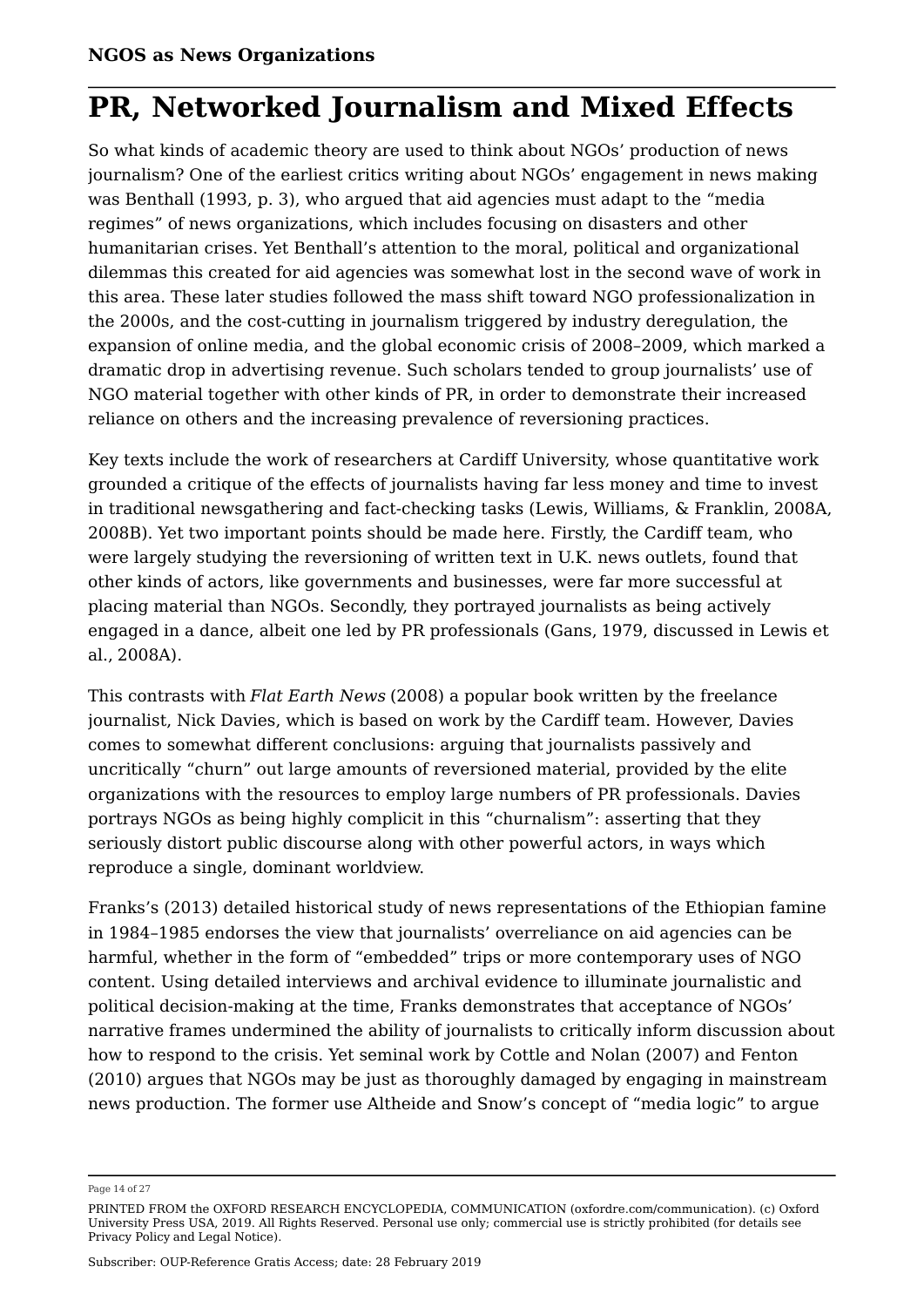# PR, Networked Journalism and Mixed Effects

So what kinds of academic theory are used to think about NGOs' production of news journalism? One of the earliest critics writing about NGOs' engagement in news making was Benthall (1993, p. 3), who argued that aid agencies must adapt to the "media regimes" of news organizations, which includes focusing on disasters and other humanitarian crises. Yet Benthall's attention to the moral, political and organizational dilemmas this created for aid agencies was somewhat lost in the second wave of work in this area. These later studies followed the mass shift toward NGO professionalization in the 2000s, and the cost-cutting in journalism triggered by industry deregulation, the expansion of online media, and the global economic crisis of 2008–2009, which marked a dramatic drop in advertising revenue. Such scholars tended to group journalists' use of NGO material together with other kinds of PR, in order to demonstrate their increased reliance on others and the increasing prevalence of reversioning practices.

Key texts include the work of researchers at Cardiff University, whose quantitative work grounded a critique of the effects of journalists having far less money and time to invest in traditional newsgathering and fact-checking tasks (Lewis, Williams, & Franklin, 2008A, 2008B). Yet two important points should be made here. Firstly, the Cardiff team, who were largely studying the reversioning of written text in U.K. news outlets, found that other kinds of actors, like governments and businesses, were far more successful at placing material than NGOs. Secondly, they portrayed journalists as being actively engaged in a dance, albeit one led by PR professionals (Gans, 1979, discussed in Lewis et al., 2008A).

This contrasts with *Flat Earth News* (2008) a popular book written by the freelance journalist, Nick Davies, which is based on work by the Cardiff team. However, Davies comes to somewhat different conclusions: arguing that journalists passively and uncritically "churn" out large amounts of reversioned material, provided by the elite organizations with the resources to employ large numbers of PR professionals. Davies portrays NGOs as being highly complicit in this "churnalism": asserting that they seriously distort public discourse along with other powerful actors, in ways which reproduce a single, dominant worldview.

Franks's (2013) detailed historical study of news representations of the Ethiopian famine in 1984–1985 endorses the view that journalists' overreliance on aid agencies can be harmful, whether in the form of "embedded" trips or more contemporary uses of NGO content. Using detailed interviews and archival evidence to illuminate journalistic and political decision-making at the time, Franks demonstrates that acceptance of NGOs' narrative frames undermined the ability of journalists to critically inform discussion about how to respond to the crisis. Yet seminal work by Cottle and Nolan (2007) and Fenton (2010) argues that NGOs may be just as thoroughly damaged by engaging in mainstream news production. The former use Altheide and Snow's concept of "media logic" to argue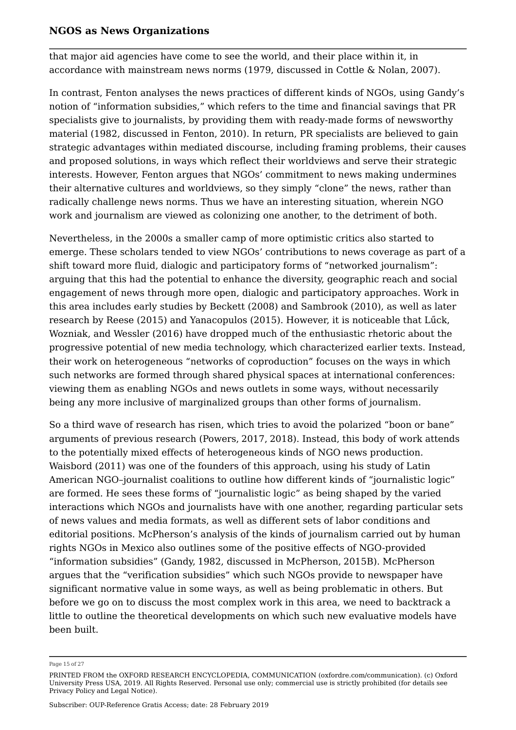that major aid agencies have come to see the world, and their place within it, in accordance with mainstream news norms (1979, discussed in Cottle & Nolan, 2007).

In contrast, Fenton analyses the news practices of different kinds of NGOs, using Gandy's notion of "information subsidies," which refers to the time and financial savings that PR specialists give to journalists, by providing them with ready-made forms of newsworthy material (1982, discussed in Fenton, 2010). In return, PR specialists are believed to gain strategic advantages within mediated discourse, including framing problems, their causes and proposed solutions, in ways which reflect their worldviews and serve their strategic interests. However, Fenton argues that NGOs' commitment to news making undermines their alternative cultures and worldviews, so they simply "clone" the news, rather than radically challenge news norms. Thus we have an interesting situation, wherein NGO work and journalism are viewed as colonizing one another, to the detriment of both.

Nevertheless, in the 2000s a smaller camp of more optimistic critics also started to emerge. These scholars tended to view NGOs' contributions to news coverage as part of a shift toward more fluid, dialogic and participatory forms of "networked journalism": arguing that this had the potential to enhance the diversity, geographic reach and social engagement of news through more open, dialogic and participatory approaches. Work in this area includes early studies by Beckett (2008) and Sambrook (2010), as well as later research by Reese (2015) and Yanacopulos (2015). However, it is noticeable that Lűck, Wozniak, and Wessler (2016) have dropped much of the enthusiastic rhetoric about the progressive potential of new media technology, which characterized earlier texts. Instead, their work on heterogeneous "networks of coproduction" focuses on the ways in which such networks are formed through shared physical spaces at international conferences: viewing them as enabling NGOs and news outlets in some ways, without necessarily being any more inclusive of marginalized groups than other forms of journalism.

So a third wave of research has risen, which tries to avoid the polarized "boon or bane" arguments of previous research (Powers, 2017, 2018). Instead, this body of work attends to the potentially mixed effects of heterogeneous kinds of NGO news production. Waisbord (2011) was one of the founders of this approach, using his study of Latin American NGO–journalist coalitions to outline how different kinds of "journalistic logic" are formed. He sees these forms of "journalistic logic" as being shaped by the varied interactions which NGOs and journalists have with one another, regarding particular sets of news values and media formats, as well as different sets of labor conditions and editorial positions. McPherson's analysis of the kinds of journalism carried out by human rights NGOs in Mexico also outlines some of the positive effects of NGO-provided "information subsidies" (Gandy, 1982, discussed in McPherson, 2015B). McPherson argues that the "verification subsidies" which such NGOs provide to newspaper have significant normative value in some ways, as well as being problematic in others. But before we go on to discuss the most complex work in this area, we need to backtrack a little to outline the theoretical developments on which such new evaluative models have been built.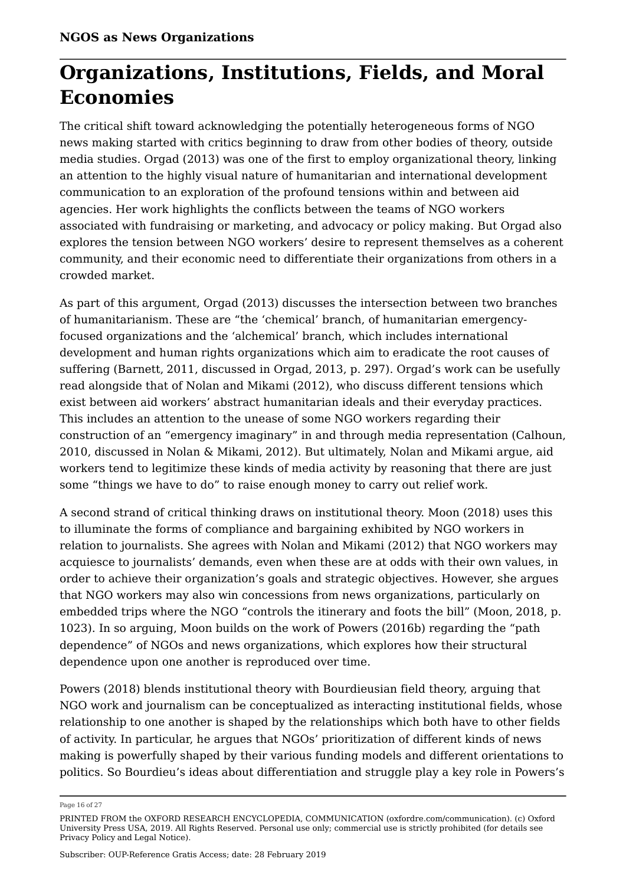# Organizations, Institutions, Fields, and Moral Economies

The critical shift toward acknowledging the potentially heterogeneous forms of NGO news making started with critics beginning to draw from other bodies of theory, outside media studies. Orgad (2013) was one of the first to employ organizational theory, linking an attention to the highly visual nature of humanitarian and international development communication to an exploration of the profound tensions within and between aid agencies. Her work highlights the conflicts between the teams of NGO workers associated with fundraising or marketing, and advocacy or policy making. But Orgad also explores the tension between NGO workers' desire to represent themselves as a coherent community, and their economic need to differentiate their organizations from others in a crowded market.

As part of this argument, Orgad (2013) discusses the intersection between two branches of humanitarianism. These are "the 'chemical' branch, of humanitarian emergency-focused organizations and the 'alchemical' branch, which includes international development and human rights organizations which aim to eradicate the root causes of suffering (Barnett, 2011, discussed in Orgad, 2013, p. 297). Orgad's work can be usefully read alongside that of Nolan and Mikami (2012), who discuss different tensions which exist between aid workers' abstract humanitarian ideals and their everyday practices. This includes an attention to the unease of some NGO workers regarding their construction of an "emergency imaginary" in and through media representation (Calhoun, 2010, discussed in Nolan & Mikami, 2012). But ultimately, Nolan and Mikami argue, aid workers tend to legitimize these kinds of media activity by reasoning that there are just some "things we have to do" to raise enough money to carry out relief work.

A second strand of critical thinking draws on institutional theory. Moon (2018) uses this to illuminate the forms of compliance and bargaining exhibited by NGO workers in relation to journalists. She agrees with Nolan and Mikami (2012) that NGO workers may acquiesce to journalists' demands, even when these are at odds with their own values, in order to achieve their organization's goals and strategic objectives. However, she argues that NGO workers may also win concessions from news organizations, particularly on embedded trips where the NGO "controls the itinerary and foots the bill" (Moon, 2018, p. 1023). In so arguing, Moon builds on the work of Powers (2016b) regarding the "path dependence" of NGOs and news organizations, which explores how their structural dependence upon one another is reproduced over time.

Powers (2018) blends institutional theory with Bourdieusian field theory, arguing that NGO work and journalism can be conceptualized as interacting institutional fields, whose relationship to one another is shaped by the relationships which both have to other fields of activity. In particular, he argues that NGOs' prioritization of different kinds of news making is powerfully shaped by their various funding models and different orientations to politics. So Bourdieu's ideas about differentiation and struggle play a key role in Powers's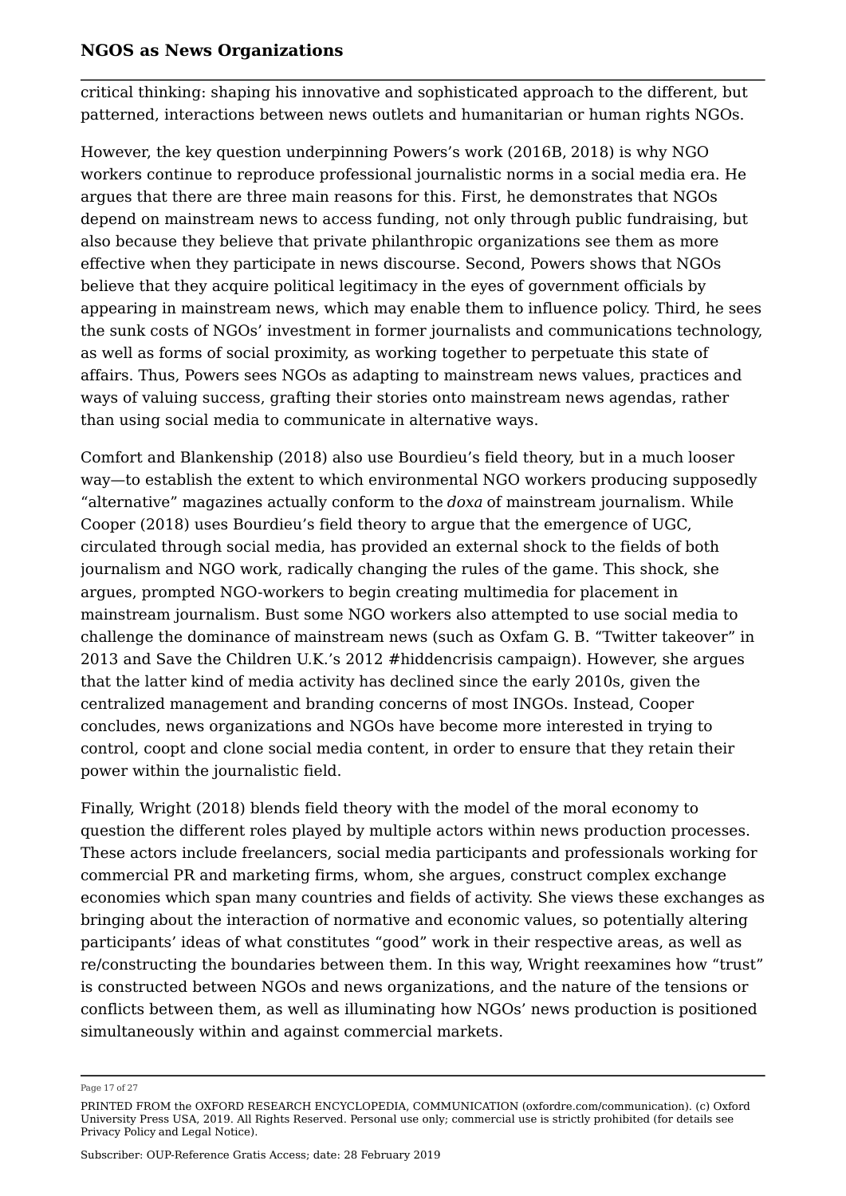critical thinking: shaping his innovative and sophisticated approach to the different, but patterned, interactions between news outlets and humanitarian or human rights NGOs.

However, the key question underpinning Powers's work (2016B, 2018) is why NGO workers continue to reproduce professional journalistic norms in a social media era. He argues that there are three main reasons for this. First, he demonstrates that NGOs depend on mainstream news to access funding, not only through public fundraising, but also because they believe that private philanthropic organizations see them as more effective when they participate in news discourse. Second, Powers shows that NGOs believe that they acquire political legitimacy in the eyes of government officials by appearing in mainstream news, which may enable them to influence policy. Third, he sees the sunk costs of NGOs' investment in former journalists and communications technology, as well as forms of social proximity, as working together to perpetuate this state of affairs. Thus, Powers sees NGOs as adapting to mainstream news values, practices and ways of valuing success, grafting their stories onto mainstream news agendas, rather than using social media to communicate in alternative ways.

Comfort and Blankenship (2018) also use Bourdieu's field theory, but in a much looser way—to establish the extent to which environmental NGO workers producing supposedly "alternative" magazines actually conform to the *doxa* of mainstream journalism. While Cooper (2018) uses Bourdieu's field theory to argue that the emergence of UGC, circulated through social media, has provided an external shock to the fields of both journalism and NGO work, radically changing the rules of the game. This shock, she argues, prompted NGO-workers to begin creating multimedia for placement in mainstream journalism. Bust some NGO workers also attempted to use social media to challenge the dominance of mainstream news (such as Oxfam G. B. "Twitter takeover" in 2013 and Save the Children U.K.'s 2012 #hiddencrisis campaign). However, she argues that the latter kind of media activity has declined since the early 2010s, given the centralized management and branding concerns of most INGOs. Instead, Cooper concludes, news organizations and NGOs have become more interested in trying to control, coopt and clone social media content, in order to ensure that they retain their power within the journalistic field.

Finally, Wright (2018) blends field theory with the model of the moral economy to question the different roles played by multiple actors within news production processes. These actors include freelancers, social media participants and professionals working for commercial PR and marketing firms, whom, she argues, construct complex exchange economies which span many countries and fields of activity. She views these exchanges as bringing about the interaction of normative and economic values, so potentially altering participants' ideas of what constitutes "good" work in their respective areas, as well as re/constructing the boundaries between them. In this way, Wright reexamines how "trust" is constructed between NGOs and news organizations, and the nature of the tensions or conflicts between them, as well as illuminating how NGOs' news production is positioned simultaneously within and against commercial markets.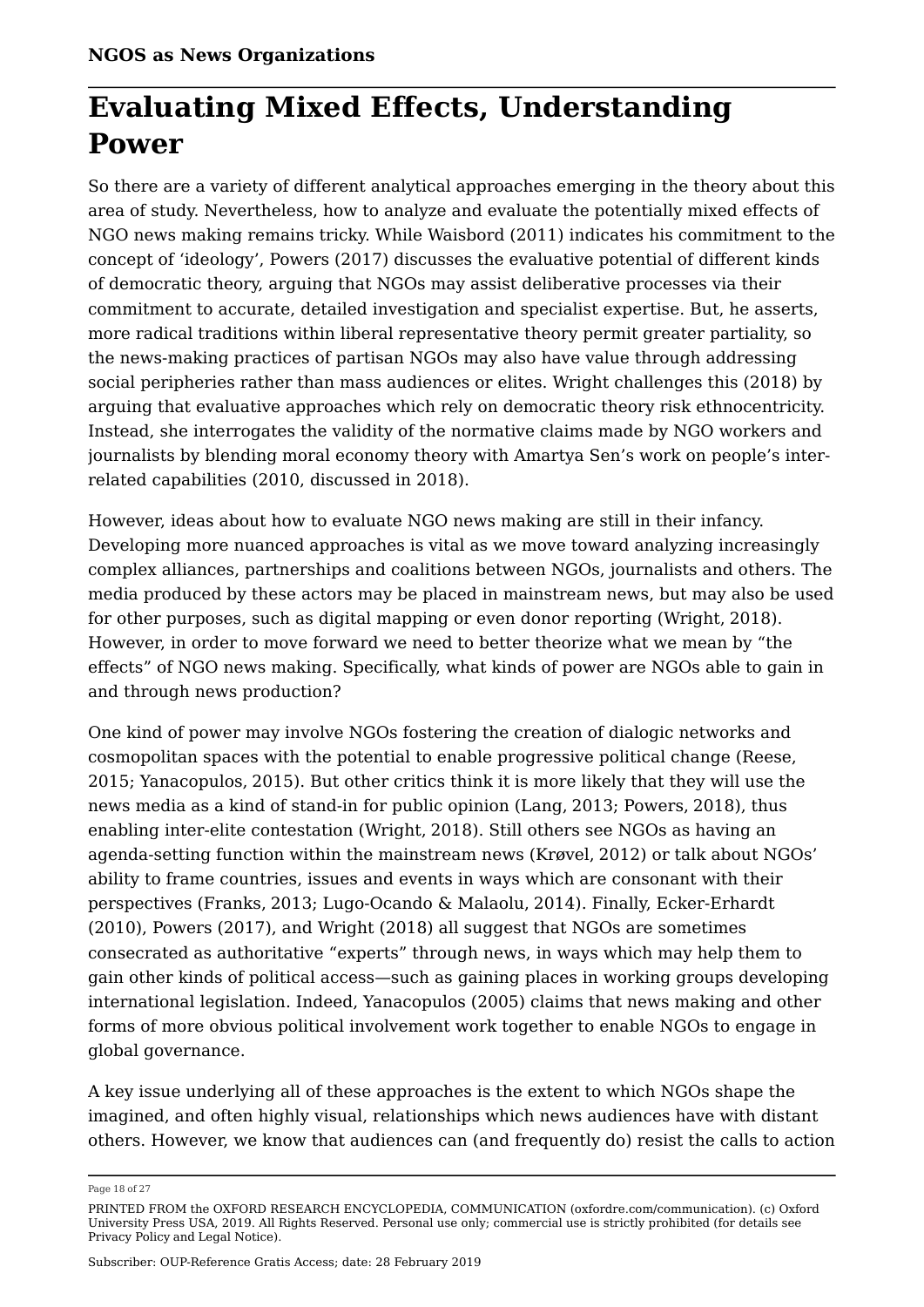# Evaluating Mixed Effects, Understanding Power

So there are a variety of different analytical approaches emerging in the theory about this area of study. Nevertheless, how to analyze and evaluate the potentially mixed effects of NGO news making remains tricky. While Waisbord (2011) indicates his commitment to the concept of 'ideology', Powers (2017) discusses the evaluative potential of different kinds of democratic theory, arguing that NGOs may assist deliberative processes via their commitment to accurate, detailed investigation and specialist expertise. But, he asserts, more radical traditions within liberal representative theory permit greater partiality, so the news-making practices of partisan NGOs may also have value through addressing social peripheries rather than mass audiences or elites. Wright challenges this (2018) by arguing that evaluative approaches which rely on democratic theory risk ethnocentricity. Instead, she interrogates the validity of the normative claims made by NGO workers and journalists by blending moral economy theory with Amartya Sen's work on people's inter-related capabilities (2010, discussed in 2018).

However, ideas about how to evaluate NGO news making are still in their infancy. Developing more nuanced approaches is vital as we move toward analyzing increasingly complex alliances, partnerships and coalitions between NGOs, journalists and others. The media produced by these actors may be placed in mainstream news, but may also be used for other purposes, such as digital mapping or even donor reporting (Wright, 2018). However, in order to move forward we need to better theorize what we mean by "the effects" of NGO news making. Specifically, what kinds of power are NGOs able to gain in and through news production?

One kind of power may involve NGOs fostering the creation of dialogic networks and cosmopolitan spaces with the potential to enable progressive political change (Reese, 2015; Yanacopulos, 2015). But other critics think it is more likely that they will use the news media as a kind of stand-in for public opinion (Lang, 2013; Powers, 2018), thus enabling inter-elite contestation (Wright, 2018). Still others see NGOs as having an agenda-setting function within the mainstream news (Krøvel, 2012) or talk about NGOs' ability to frame countries, issues and events in ways which are consonant with their perspectives (Franks, 2013; Lugo-Ocando & Malaolu, 2014). Finally, Ecker-Erhardt (2010), Powers (2017), and Wright (2018) all suggest that NGOs are sometimes consecrated as authoritative "experts" through news, in ways which may help them to gain other kinds of political access—such as gaining places in working groups developing international legislation. Indeed, Yanacopulos (2005) claims that news making and other forms of more obvious political involvement work together to enable NGOs to engage in global governance.

A key issue underlying all of these approaches is the extent to which NGOs shape the imagined, and often highly visual, relationships which news audiences have with distant others. However, we know that audiences can (and frequently do) resist the calls to action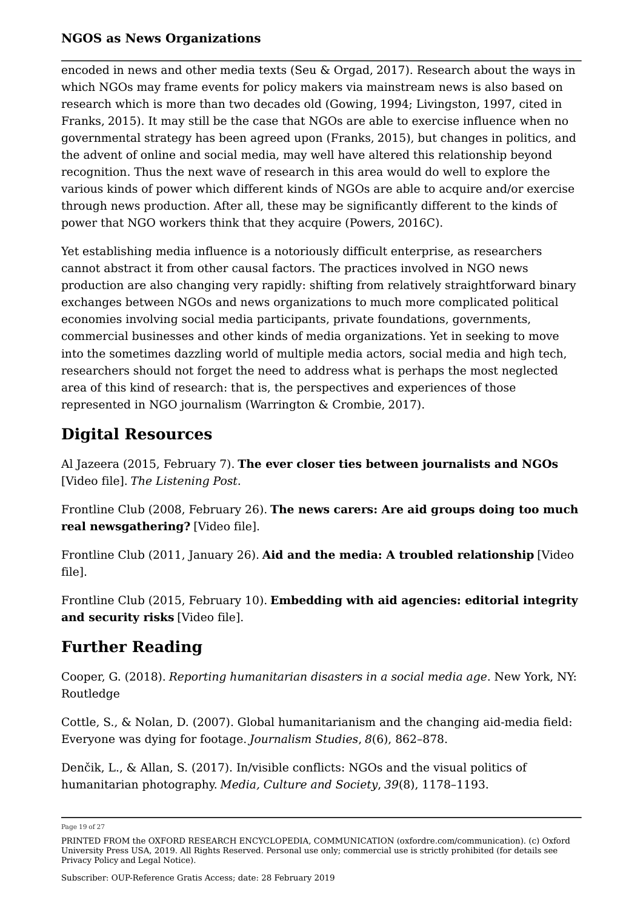encoded in news and other media texts (Seu & Orgad, 2017). Research about the ways in which NGOs may frame events for policy makers via mainstream news is also based on research which is more than two decades old (Gowing, 1994; Livingston, 1997, cited in Franks, 2015). It may still be the case that NGOs are able to exercise influence when no governmental strategy has been agreed upon (Franks, 2015), but changes in politics, and the advent of online and social media, may well have altered this relationship beyond recognition. Thus the next wave of research in this area would do well to explore the various kinds of power which different kinds of NGOs are able to acquire and/or exercise through news production. After all, these may be significantly different to the kinds of power that NGO workers think that they acquire (Powers, 2016C).

Yet establishing media influence is a notoriously difficult enterprise, as researchers cannot abstract it from other causal factors. The practices involved in NGO news production are also changing very rapidly: shifting from relatively straightforward binary exchanges between NGOs and news organizations to much more complicated political economies involving social media participants, private foundations, governments, commercial businesses and other kinds of media organizations. Yet in seeking to move into the sometimes dazzling world of multiple media actors, social media and high tech, researchers should not forget the need to address what is perhaps the most neglected area of this kind of research: that is, the perspectives and experiences of those represented in NGO journalism (Warrington & Crombie, 2017).

## Digital Resources

Al Jazeera (2015, February 7). **The ever closer ties between journalists and NGOs** [Video file]. *The Listening Post*.

Frontline Club (2008, February 26). **The news carers: Are aid groups doing too much real newsgathering?** [Video file].

Frontline Club (2011, January 26). **Aid and the media: A troubled relationship** [Video file].

Frontline Club (2015, February 10). **Embedding with aid agencies: editorial integrity and security risks** [Video file].

## Further Reading

Cooper, G. (2018). *Reporting humanitarian disasters in a social media age*. New York, NY: Routledge

Cottle, S., & Nolan, D. (2007). Global humanitarianism and the changing aid-media field: Everyone was dying for footage. *Journalism Studies*, *8*(6), 862–878.

Denčik, L., & Allan, S. (2017). In/visible conflicts: NGOs and the visual politics of humanitarian photography. *Media, Culture and Society*, *39*(8), 1178–1193.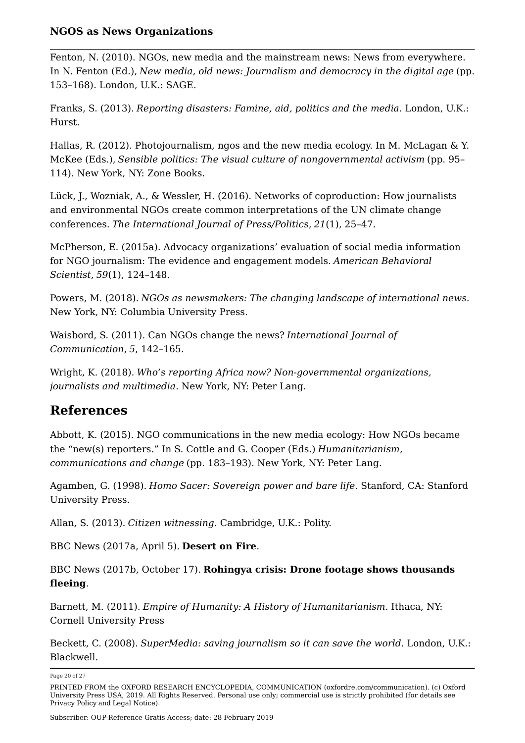Fenton, N. (2010). NGOs, new media and the mainstream news: News from everywhere. In N. Fenton (Ed.), *New media, old news: Journalism and democracy in the digital age* (pp. 153–168). London, U.K.: SAGE.

Franks, S. (2013). *Reporting disasters: Famine, aid, politics and the media*. London, U.K.: Hurst.

Hallas, R. (2012). Photojournalism, ngos and the new media ecology. In M. McLagan & Y. McKee (Eds.), *Sensible politics: The visual culture of nongovernmental activism* (pp. 95–114). New York, NY: Zone Books.

Lück, J., Wozniak, A., & Wessler, H. (2016). Networks of coproduction: How journalists and environmental NGOs create common interpretations of the UN climate change conferences. *The International Journal of Press/Politics*, *21*(1), 25–47.

McPherson, E. (2015a). Advocacy organizations' evaluation of social media information for NGO journalism: The evidence and engagement models. *American Behavioral Scientist*, *59*(1), 124–148.

Powers, M. (2018). *NGOs as newsmakers: The changing landscape of international news*. New York, NY: Columbia University Press.

Waisbord, S. (2011). Can NGOs change the news? *International Journal of Communication*, *5*, 142–165.

Wright, K. (2018). *Who's reporting Africa now? Non-governmental organizations, journalists and multimedia*. New York, NY: Peter Lang.

## References

Abbott, K. (2015). NGO communications in the new media ecology: How NGOs became the "new(s) reporters." In S. Cottle and G. Cooper (Eds.) *Humanitarianism, communications and change* (pp. 183–193). New York, NY: Peter Lang.

Agamben, G. (1998). *Homo Sacer: Sovereign power and bare life*. Stanford, CA: Stanford University Press.

Allan, S. (2013). *Citizen witnessing*. Cambridge, U.K.: Polity.

BBC News (2017a, April 5). **Desert on Fire**.

BBC News (2017b, October 17). **Rohingya crisis: Drone footage shows thousands fleeing**.

Barnett, M. (2011). *Empire of Humanity: A History of Humanitarianism*. Ithaca, NY: Cornell University Press

Beckett, C. (2008). *SuperMedia: saving journalism so it can save the world*. London, U.K.: Blackwell.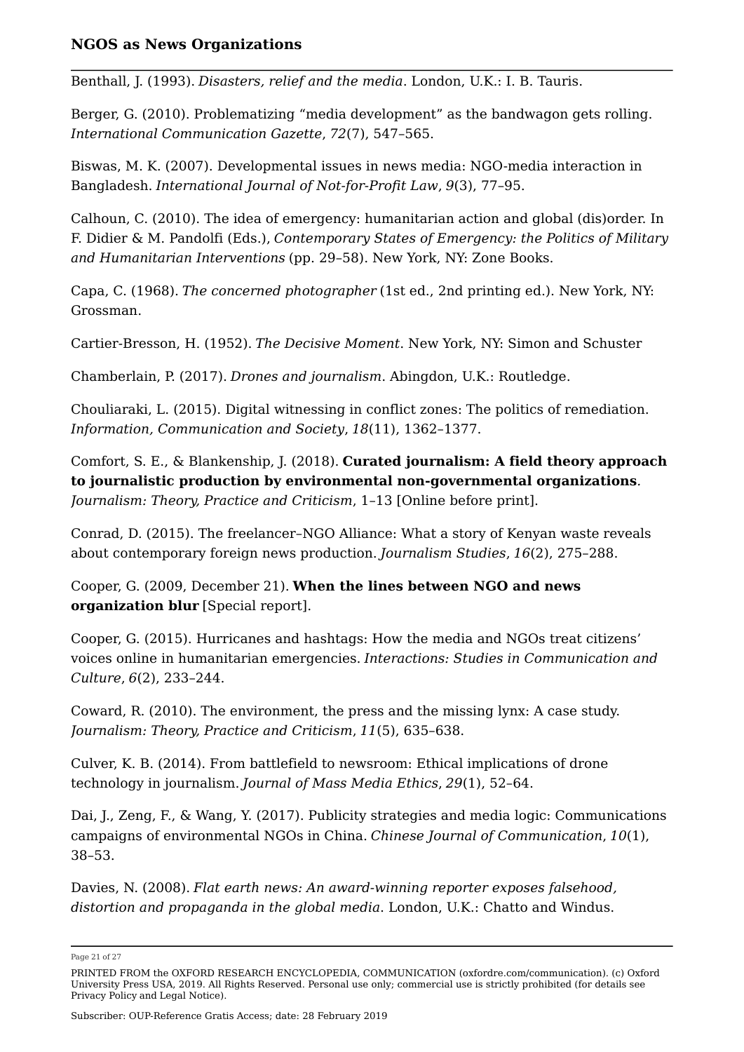Benthall, J. (1993). *Disasters, relief and the media*. London, U.K.: I. B. Tauris.

Berger, G. (2010). Problematizing "media development" as the bandwagon gets rolling. *International Communication Gazette*, *72*(7), 547–565.

Biswas, M. K. (2007). Developmental issues in news media: NGO-media interaction in Bangladesh. *International Journal of Not-for-Profit Law*, *9*(3), 77–95.

Calhoun, C. (2010). The idea of emergency: humanitarian action and global (dis)order. In F. Didier & M. Pandolfi (Eds.), *Contemporary States of Emergency: the Politics of Military and Humanitarian Interventions* (pp. 29–58). New York, NY: Zone Books.

Capa, C. (1968). *The concerned photographer* (1st ed., 2nd printing ed.). New York, NY: Grossman.

Cartier-Bresson, H. (1952). *The Decisive Moment*. New York, NY: Simon and Schuster

Chamberlain, P. (2017). *Drones and journalism*. Abingdon, U.K.: Routledge.

Chouliaraki, L. (2015). Digital witnessing in conflict zones: The politics of remediation. *Information, Communication and Society*, *18*(11), 1362–1377.

Comfort, S. E., & Blankenship, J. (2018). **Curated journalism: A field theory approach to journalistic production by environmental non-governmental organizations**. *Journalism: Theory, Practice and Criticism*, 1–13 [Online before print].

Conrad, D. (2015). The freelancer–NGO Alliance: What a story of Kenyan waste reveals about contemporary foreign news production. *Journalism Studies*, *16*(2), 275–288.

Cooper, G. (2009, December 21). **When the lines between NGO and news organization blur** [Special report].

Cooper, G. (2015). Hurricanes and hashtags: How the media and NGOs treat citizens' voices online in humanitarian emergencies. *Interactions: Studies in Communication and Culture*, *6*(2), 233–244.

Coward, R. (2010). The environment, the press and the missing lynx: A case study. *Journalism: Theory, Practice and Criticism*, *11*(5), 635–638.

Culver, K. B. (2014). From battlefield to newsroom: Ethical implications of drone technology in journalism. *Journal of Mass Media Ethics*, *29*(1), 52–64.

Dai, J., Zeng, F., & Wang, Y. (2017). Publicity strategies and media logic: Communications campaigns of environmental NGOs in China. *Chinese Journal of Communication*, *10*(1), 38–53.

Davies, N. (2008). *Flat earth news: An award-winning reporter exposes falsehood, distortion and propaganda in the global media*. London, U.K.: Chatto and Windus.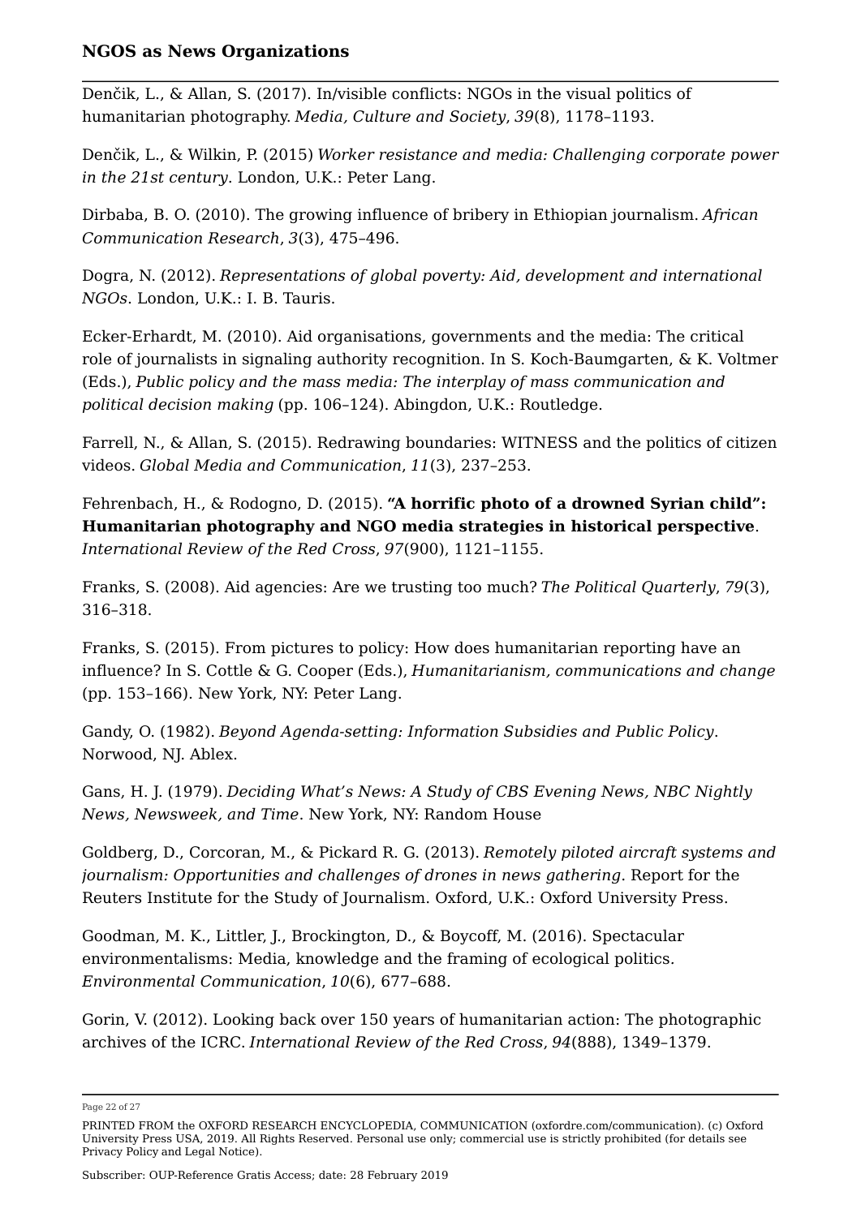Denčik, L., & Allan, S. (2017). In/visible conflicts: NGOs in the visual politics of humanitarian photography. *Media, Culture and Society*, *39*(8), 1178–1193.

Denčik, L., & Wilkin, P. (2015) *Worker resistance and media: Challenging corporate power in the 21st century*. London, U.K.: Peter Lang.

Dirbaba, B. O. (2010). The growing influence of bribery in Ethiopian journalism. *African Communication Research*, *3*(3), 475–496.

Dogra, N. (2012). *Representations of global poverty: Aid, development and international NGOs*. London, U.K.: I. B. Tauris.

Ecker-Erhardt, M. (2010). Aid organisations, governments and the media: The critical role of journalists in signaling authority recognition. In S. Koch-Baumgarten, & K. Voltmer (Eds.), *Public policy and the mass media: The interplay of mass communication and political decision making* (pp. 106–124). Abingdon, U.K.: Routledge.

Farrell, N., & Allan, S. (2015). Redrawing boundaries: WITNESS and the politics of citizen videos. *Global Media and Communication*, *11*(3), 237–253.

Fehrenbach, H., & Rodogno, D. (2015). **"A horrific photo of a drowned Syrian child": Humanitarian photography and NGO media strategies in historical perspective**. *International Review of the Red Cross*, *97*(900), 1121–1155.

Franks, S. (2008). Aid agencies: Are we trusting too much? *The Political Quarterly*, *79*(3), 316–318.

Franks, S. (2015). From pictures to policy: How does humanitarian reporting have an influence? In S. Cottle & G. Cooper (Eds.), *Humanitarianism, communications and change* (pp. 153–166). New York, NY: Peter Lang.

Gandy, O. (1982). *Beyond Agenda-setting: Information Subsidies and Public Policy*. Norwood, NJ. Ablex.

Gans, H. J. (1979). *Deciding What's News: A Study of CBS Evening News, NBC Nightly News, Newsweek, and Time*. New York, NY: Random House

Goldberg, D., Corcoran, M., & Pickard R. G. (2013). *Remotely piloted aircraft systems and journalism: Opportunities and challenges of drones in news gathering*. Report for the Reuters Institute for the Study of Journalism. Oxford, U.K.: Oxford University Press.

Goodman, M. K., Littler, J., Brockington, D., & Boycoff, M. (2016). Spectacular environmentalisms: Media, knowledge and the framing of ecological politics. *Environmental Communication*, *10*(6), 677–688.

Gorin, V. (2012). Looking back over 150 years of humanitarian action: The photographic archives of the ICRC. *International Review of the Red Cross*, *94*(888), 1349–1379.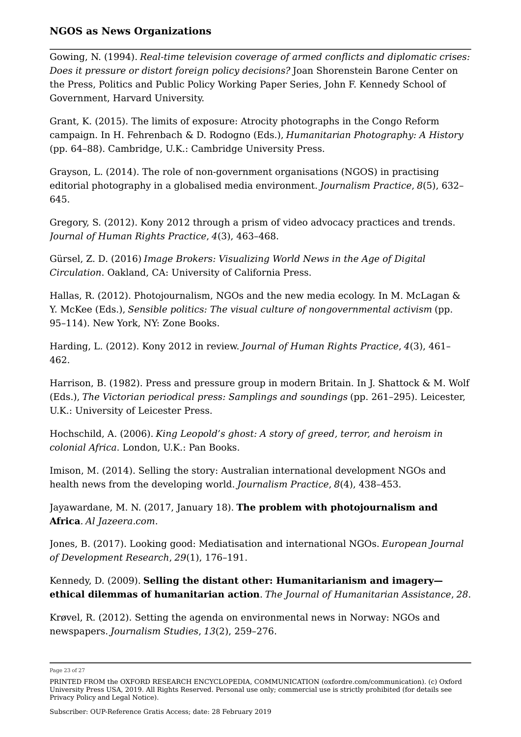Gowing, N. (1994). *Real-time television coverage of armed conflicts and diplomatic crises: Does it pressure or distort foreign policy decisions?* Joan Shorenstein Barone Center on the Press, Politics and Public Policy Working Paper Series, John F. Kennedy School of Government, Harvard University.

Grant, K. (2015). The limits of exposure: Atrocity photographs in the Congo Reform campaign. In H. Fehrenbach & D. Rodogno (Eds.), *Humanitarian Photography: A History* (pp. 64–88). Cambridge, U.K.: Cambridge University Press.

Grayson, L. (2014). The role of non-government organisations (NGOS) in practising editorial photography in a globalised media environment. *Journalism Practice*, *8*(5), 632–645.

Gregory, S. (2012). Kony 2012 through a prism of video advocacy practices and trends. *Journal of Human Rights Practice*, *4*(3), 463–468.

Gürsel, Z. D. (2016) *Image Brokers: Visualizing World News in the Age of Digital Circulation*. Oakland, CA: University of California Press.

Hallas, R. (2012). Photojournalism, NGOs and the new media ecology. In M. McLagan & Y. McKee (Eds.), *Sensible politics: The visual culture of nongovernmental activism* (pp. 95–114). New York, NY: Zone Books.

Harding, L. (2012). Kony 2012 in review. *Journal of Human Rights Practice*, *4*(3), 461–462.

Harrison, B. (1982). Press and pressure group in modern Britain. In J. Shattock & M. Wolf (Eds.), *The Victorian periodical press: Samplings and soundings* (pp. 261–295). Leicester, U.K.: University of Leicester Press.

Hochschild, A. (2006). *King Leopold's ghost: A story of greed, terror, and heroism in colonial Africa*. London, U.K.: Pan Books.

Imison, M. (2014). Selling the story: Australian international development NGOs and health news from the developing world. *Journalism Practice*, *8*(4), 438–453.

Jayawardane, M. N. (2017, January 18). **The problem with photojournalism and Africa**. *Al Jazeera.com*.

Jones, B. (2017). Looking good: Mediatisation and international NGOs. *European Journal of Development Research*, *29*(1), 176–191.

Kennedy, D. (2009). **Selling the distant other: Humanitarianism and imagery—ethical dilemmas of humanitarian action**. *The Journal of Humanitarian Assistance*, *28*.

Krøvel, R. (2012). Setting the agenda on environmental news in Norway: NGOs and newspapers. *Journalism Studies*, *13*(2), 259–276.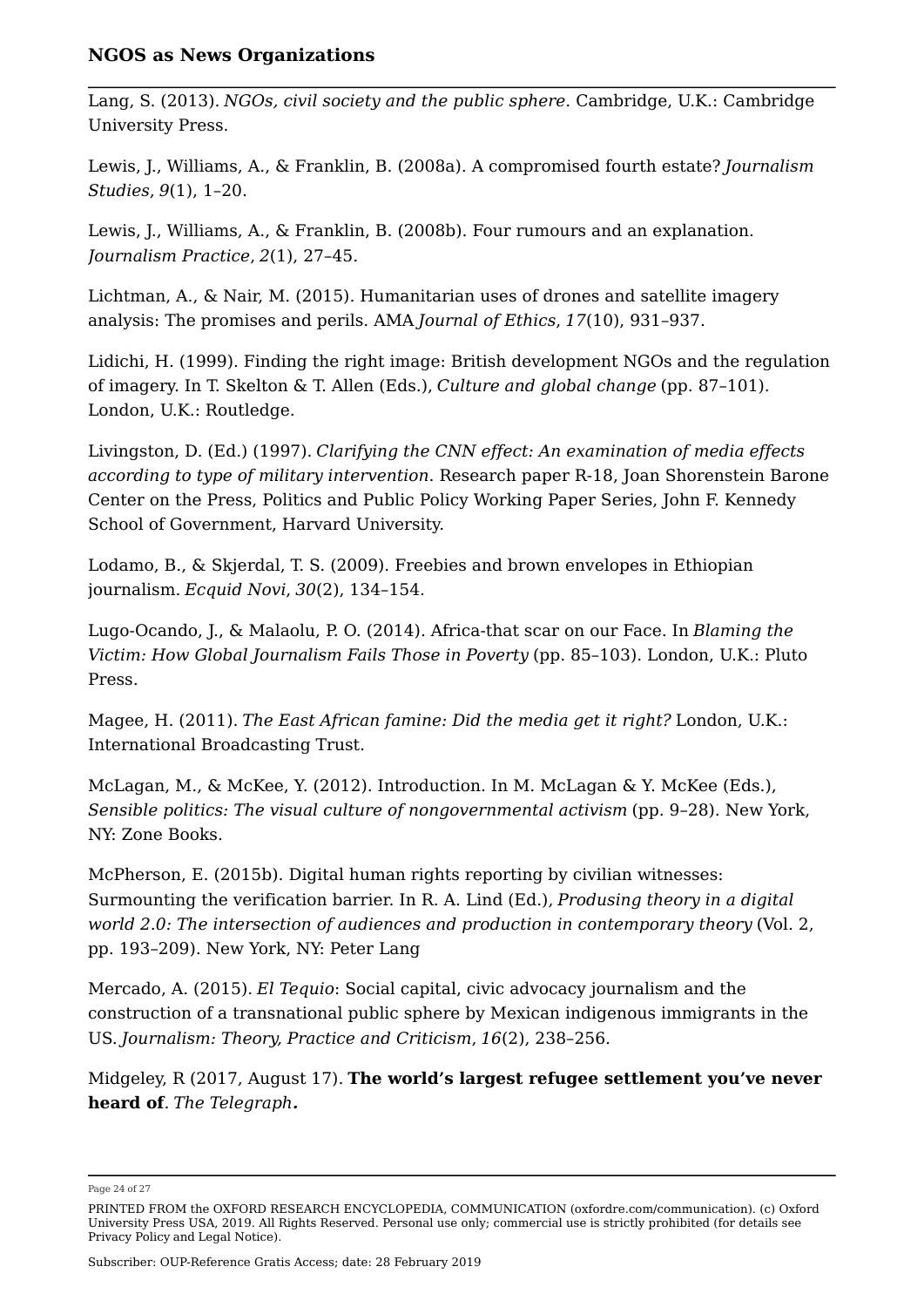Lang, S. (2013). *NGOs, civil society and the public sphere*. Cambridge, U.K.: Cambridge University Press.

Lewis, J., Williams, A., & Franklin, B. (2008a). A compromised fourth estate? *Journalism Studies*, *9*(1), 1–20.

Lewis, J., Williams, A., & Franklin, B. (2008b). Four rumours and an explanation. *Journalism Practice*, *2*(1), 27–45.

Lichtman, A., & Nair, M. (2015). Humanitarian uses of drones and satellite imagery analysis: The promises and perils. AMA *Journal of Ethics*, *17*(10), 931–937.

Lidichi, H. (1999). Finding the right image: British development NGOs and the regulation of imagery. In T. Skelton & T. Allen (Eds.), *Culture and global change* (pp. 87–101). London, U.K.: Routledge.

Livingston, D. (Ed.) (1997). *Clarifying the CNN effect: An examination of media effects according to type of military intervention*. Research paper R-18, Joan Shorenstein Barone Center on the Press, Politics and Public Policy Working Paper Series, John F. Kennedy School of Government, Harvard University.

Lodamo, B., & Skjerdal, T. S. (2009). Freebies and brown envelopes in Ethiopian journalism. *Ecquid Novi*, *30*(2), 134–154.

Lugo-Ocando, J., & Malaolu, P. O. (2014). Africa-that scar on our Face. In *Blaming the Victim: How Global Journalism Fails Those in Poverty* (pp. 85–103). London, U.K.: Pluto Press.

Magee, H. (2011). *The East African famine: Did the media get it right?* London, U.K.: International Broadcasting Trust.

McLagan, M., & McKee, Y. (2012). Introduction. In M. McLagan & Y. McKee (Eds.), *Sensible politics: The visual culture of nongovernmental activism* (pp. 9–28). New York, NY: Zone Books.

McPherson, E. (2015b). Digital human rights reporting by civilian witnesses: Surmounting the verification barrier. In R. A. Lind (Ed.), *Produsing theory in a digital world 2.0: The intersection of audiences and production in contemporary theory* (Vol. 2, pp. 193–209). New York, NY: Peter Lang

Mercado, A. (2015). *El Tequio*: Social capital, civic advocacy journalism and the construction of a transnational public sphere by Mexican indigenous immigrants in the US. *Journalism: Theory, Practice and Criticism*, *16*(2), 238–256.

Midgeley, R (2017, August 17). **The world's largest refugee settlement you've never heard of**. *The Telegraph***.**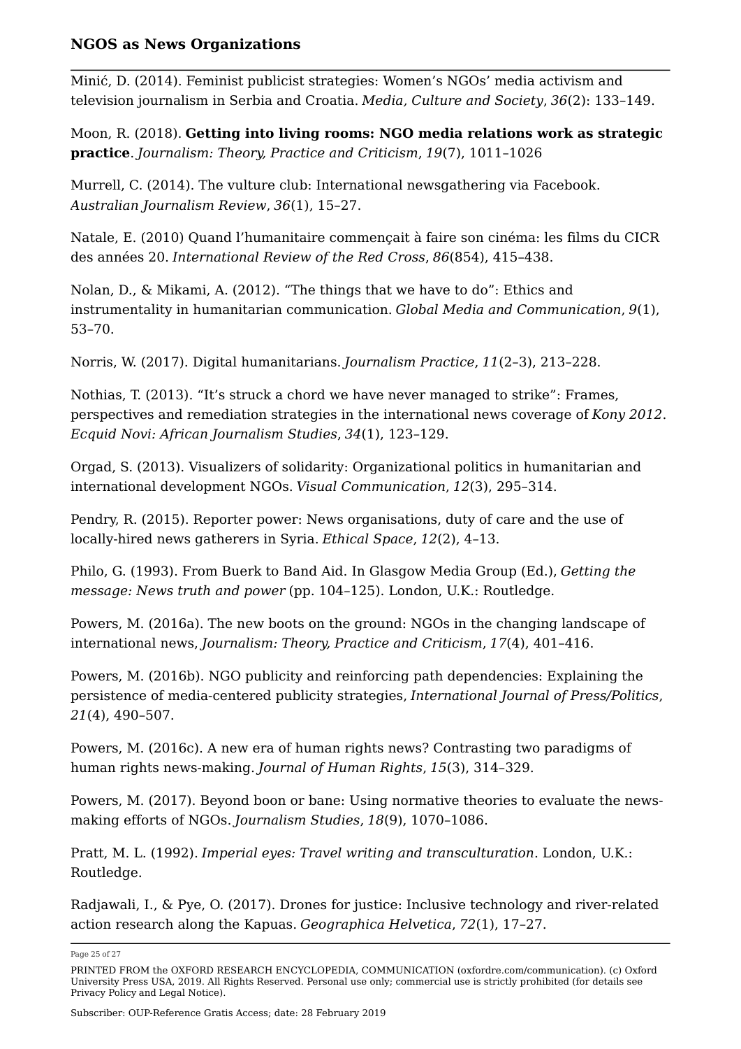Minić, D. (2014). Feminist publicist strategies: Women's NGOs' media activism and television journalism in Serbia and Croatia. *Media, Culture and Society*, *36*(2): 133–149.

Moon, R. (2018). **Getting into living rooms: NGO media relations work as strategic practice**. *Journalism: Theory, Practice and Criticism*, *19*(7), 1011–1026

Murrell, C. (2014). The vulture club: International newsgathering via Facebook. *Australian Journalism Review*, *36*(1), 15–27.

Natale, E. (2010) Quand l'humanitaire commençait à faire son cinéma: les films du CICR des années 20. *International Review of the Red Cross*, *86*(854), 415–438.

Nolan, D., & Mikami, A. (2012). "The things that we have to do": Ethics and instrumentality in humanitarian communication. *Global Media and Communication*, *9*(1), 53–70.

Norris, W. (2017). Digital humanitarians. *Journalism Practice*, *11*(2–3), 213–228.

Nothias, T. (2013). "It's struck a chord we have never managed to strike": Frames, perspectives and remediation strategies in the international news coverage of *Kony 2012*. *Ecquid Novi: African Journalism Studies*, *34*(1), 123–129.

Orgad, S. (2013). Visualizers of solidarity: Organizational politics in humanitarian and international development NGOs. *Visual Communication*, *12*(3), 295–314.

Pendry, R. (2015). Reporter power: News organisations, duty of care and the use of locally-hired news gatherers in Syria. *Ethical Space*, *12*(2), 4–13.

Philo, G. (1993). From Buerk to Band Aid. In Glasgow Media Group (Ed.), *Getting the message: News truth and power* (pp. 104–125). London, U.K.: Routledge.

Powers, M. (2016a). The new boots on the ground: NGOs in the changing landscape of international news, *Journalism: Theory, Practice and Criticism*, *17*(4), 401–416.

Powers, M. (2016b). NGO publicity and reinforcing path dependencies: Explaining the persistence of media-centered publicity strategies, *International Journal of Press/Politics*, *21*(4), 490–507.

Powers, M. (2016c). A new era of human rights news? Contrasting two paradigms of human rights news-making. *Journal of Human Rights*, *15*(3), 314–329.

Powers, M. (2017). Beyond boon or bane: Using normative theories to evaluate the news-making efforts of NGOs. *Journalism Studies*, *18*(9), 1070–1086.

Pratt, M. L. (1992). *Imperial eyes: Travel writing and transculturation*. London, U.K.: Routledge.

Radjawali, I., & Pye, O. (2017). Drones for justice: Inclusive technology and river-related action research along the Kapuas. *Geographica Helvetica*, *72*(1), 17–27.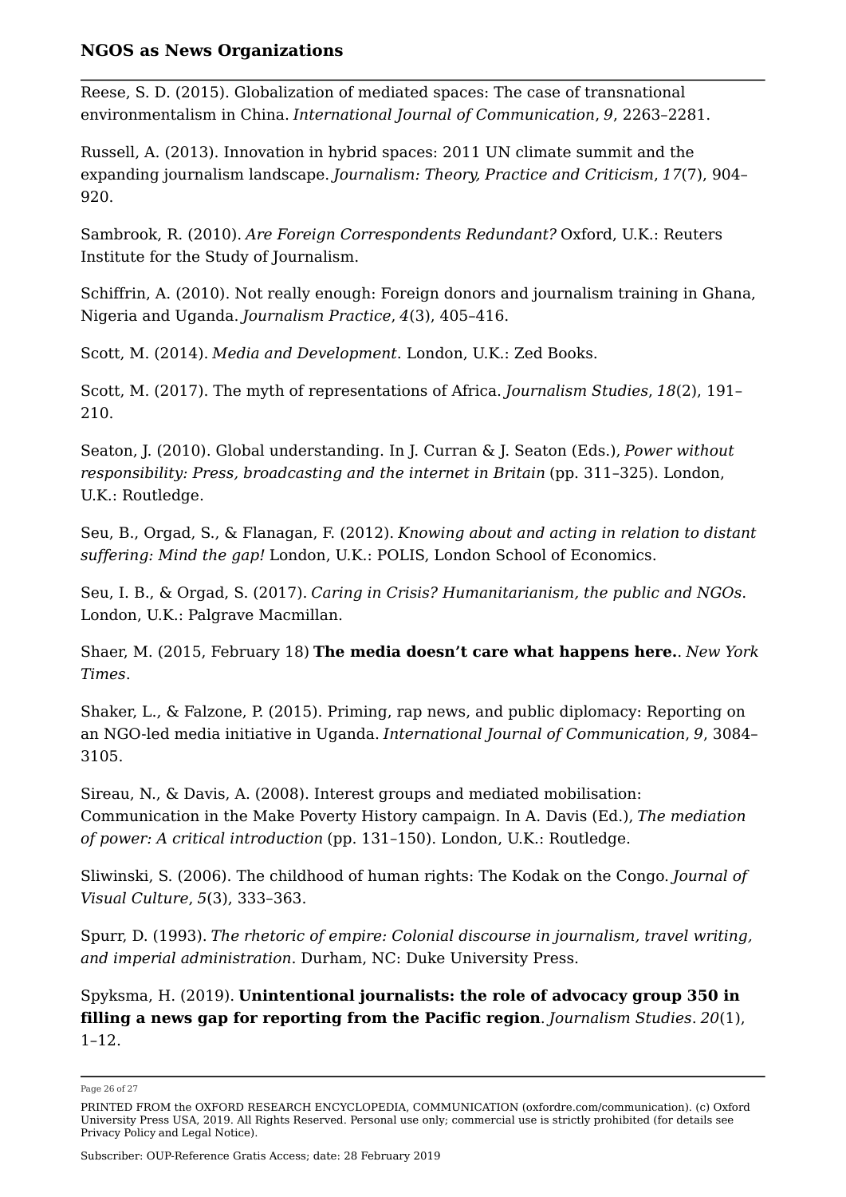Reese, S. D. (2015). Globalization of mediated spaces: The case of transnational environmentalism in China. *International Journal of Communication*, *9*, 2263–2281.

Russell, A. (2013). Innovation in hybrid spaces: 2011 UN climate summit and the expanding journalism landscape. *Journalism: Theory, Practice and Criticism*, *17*(7), 904–920.

Sambrook, R. (2010). *Are Foreign Correspondents Redundant?* Oxford, U.K.: Reuters Institute for the Study of Journalism.

Schiffrin, A. (2010). Not really enough: Foreign donors and journalism training in Ghana, Nigeria and Uganda. *Journalism Practice*, *4*(3), 405–416.

Scott, M. (2014). *Media and Development*. London, U.K.: Zed Books.

Scott, M. (2017). The myth of representations of Africa. *Journalism Studies*, *18*(2), 191–210.

Seaton, J. (2010). Global understanding. In J. Curran & J. Seaton (Eds.), *Power without responsibility: Press, broadcasting and the internet in Britain* (pp. 311–325). London, U.K.: Routledge.

Seu, B., Orgad, S., & Flanagan, F. (2012). *Knowing about and acting in relation to distant suffering: Mind the gap!* London, U.K.: POLIS, London School of Economics.

Seu, I. B., & Orgad, S. (2017). *Caring in Crisis? Humanitarianism, the public and NGOs*. London, U.K.: Palgrave Macmillan.

Shaer, M. (2015, February 18) **The media doesn't care what happens here.**. *New York Times*.

Shaker, L., & Falzone, P. (2015). Priming, rap news, and public diplomacy: Reporting on an NGO-led media initiative in Uganda. *International Journal of Communication*, *9*, 3084–3105.

Sireau, N., & Davis, A. (2008). Interest groups and mediated mobilisation: Communication in the Make Poverty History campaign. In A. Davis (Ed.), *The mediation of power: A critical introduction* (pp. 131–150). London, U.K.: Routledge.

Sliwinski, S. (2006). The childhood of human rights: The Kodak on the Congo. *Journal of Visual Culture*, *5*(3), 333–363.

Spurr, D. (1993). *The rhetoric of empire: Colonial discourse in journalism, travel writing, and imperial administration*. Durham, NC: Duke University Press.

Spyksma, H. (2019). **Unintentional journalists: the role of advocacy group 350 in filling a news gap for reporting from the Pacific region**. *Journalism Studies*. *20*(1), 1–12.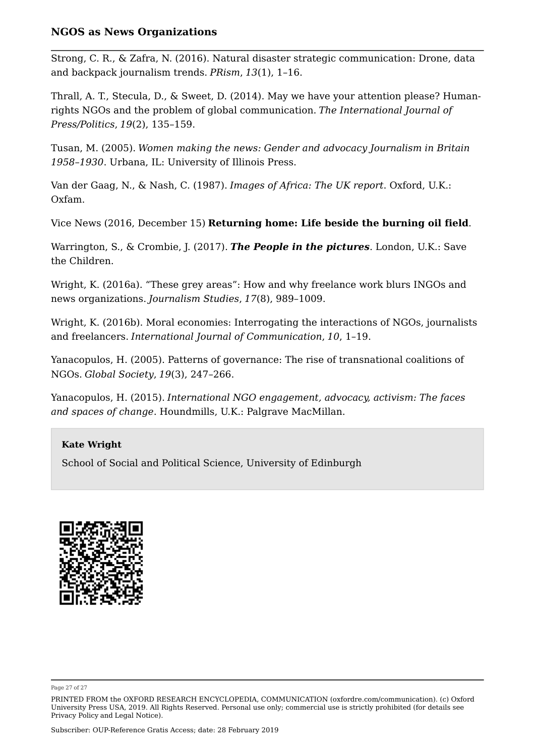Strong, C. R., & Zafra, N. (2016). Natural disaster strategic communication: Drone, data and backpack journalism trends. *PRism*, *13*(1), 1–16.

Thrall, A. T., Stecula, D., & Sweet, D. (2014). May we have your attention please? Human-rights NGOs and the problem of global communication. *The International Journal of Press/Politics*, *19*(2), 135–159.

Tusan, M. (2005). *Women making the news: Gender and advocacy Journalism in Britain 1958–1930*. Urbana, IL: University of Illinois Press.

Van der Gaag, N., & Nash, C. (1987). *Images of Africa: The UK report*. Oxford, U.K.: Oxfam.

Vice News (2016, December 15) **Returning home: Life beside the burning oil field**.

Warrington, S., & Crombie, J. (2017). ***The People in the pictures***. London, U.K.: Save the Children.

Wright, K. (2016a). "These grey areas": How and why freelance work blurs INGOs and news organizations. *Journalism Studies*, *17*(8), 989–1009.

Wright, K. (2016b). Moral economies: Interrogating the interactions of NGOs, journalists and freelancers. *International Journal of Communication*, *10*, 1–19.

Yanacopulos, H. (2005). Patterns of governance: The rise of transnational coalitions of NGOs. *Global Society*, *19*(3), 247–266.

Yanacopulos, H. (2015). *International NGO engagement, advocacy, activism: The faces and spaces of change*. Houndmills, U.K.: Palgrave MacMillan.

**Kate Wright**

School of Social and Political Science, University of Edinburgh